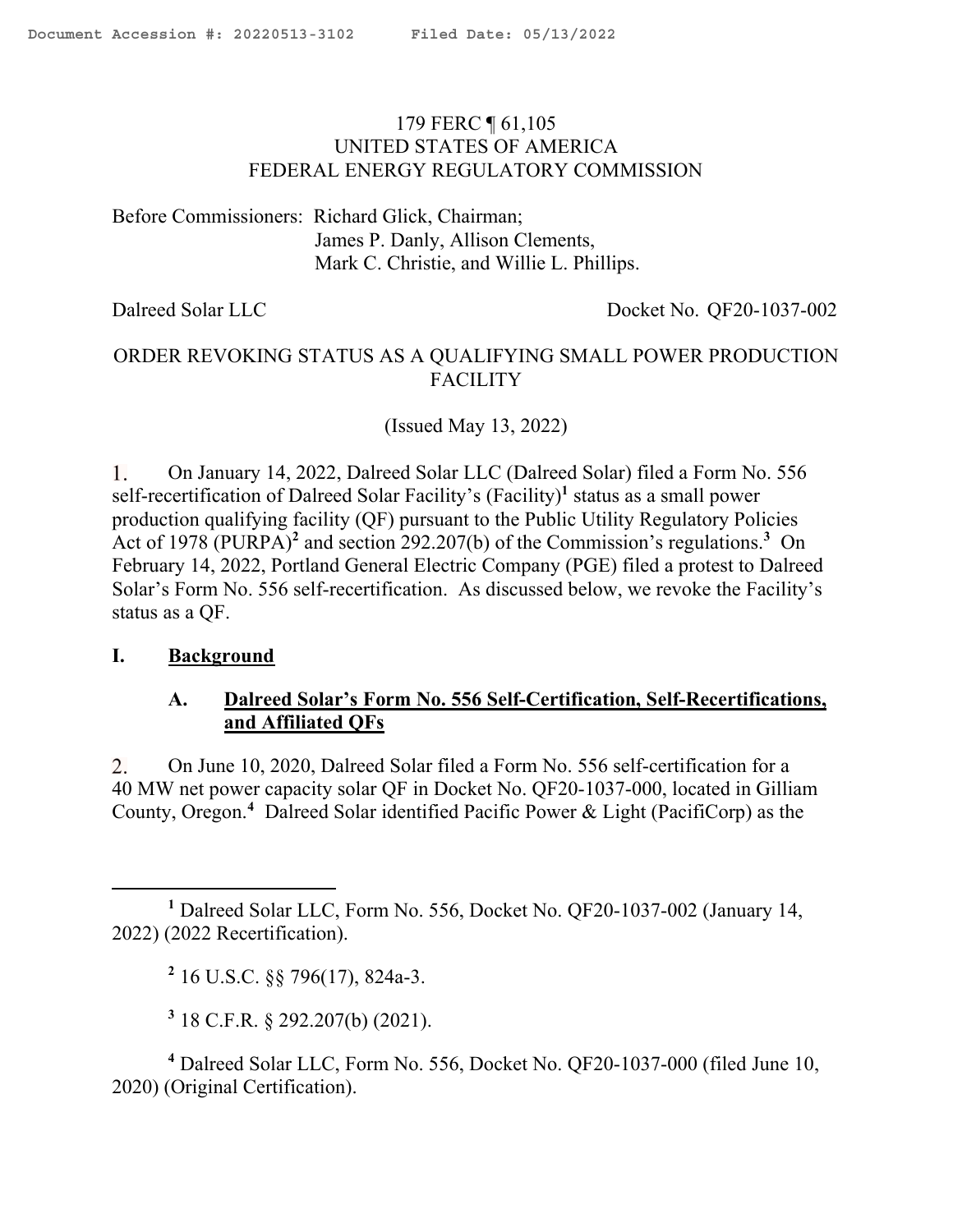179 FERC ¶ 61,105
UNITED STATES OF AMERICA
FEDERAL ENERGY REGULATORY COMMISSION

Before Commissioners: Richard Glick, Chairman;
James P. Danly, Allison Clements,
Mark C. Christie, and Willie L. Phillips.

Dalreed Solar LLC — Docket No. QF20-1037-002

ORDER REVOKING STATUS AS A QUALIFYING SMALL POWER PRODUCTION FACILITY

(Issued May 13, 2022)

1. On January 14, 2022, Dalreed Solar LLC (Dalreed Solar) filed a Form No. 556 self-recertification of Dalreed Solar Facility's (Facility)[1] status as a small power production qualifying facility (QF) pursuant to the Public Utility Regulatory Policies Act of 1978 (PURPA)[2] and section 292.207(b) of the Commission's regulations.[3] On February 14, 2022, Portland General Electric Company (PGE) filed a protest to Dalreed Solar's Form No. 556 self-recertification. As discussed below, we revoke the Facility's status as a QF.

## I. Background

### A. Dalreed Solar's Form No. 556 Self-Certification, Self-Recertifications, and Affiliated QFs

2. On June 10, 2020, Dalreed Solar filed a Form No. 556 self-certification for a 40 MW net power capacity solar QF in Docket No. QF20-1037-000, located in Gilliam County, Oregon.[4] Dalreed Solar identified Pacific Power & Light (PacifiCorp) as the

---

[1] Dalreed Solar LLC, Form No. 556, Docket No. QF20-1037-002 (January 14, 2022) (2022 Recertification).

[2] 16 U.S.C. §§ 796(17), 824a-3.

[3] 18 C.F.R. § 292.207(b) (2021).

[4] Dalreed Solar LLC, Form No. 556, Docket No. QF20-1037-000 (filed June 10, 2020) (Original Certification).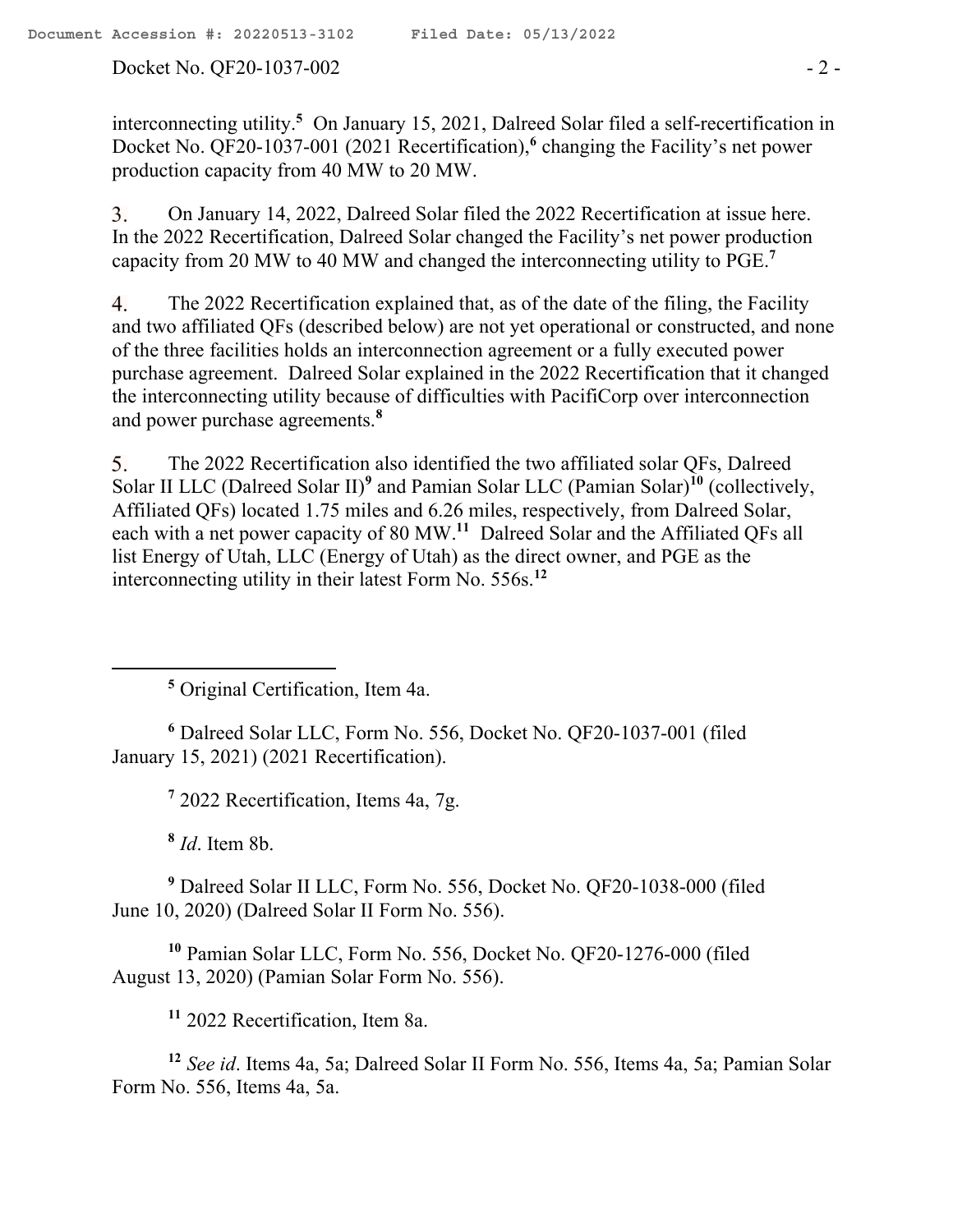interconnecting utility.[5] On January 15, 2021, Dalreed Solar filed a self-recertification in Docket No. QF20-1037-001 (2021 Recertification),[6] changing the Facility's net power production capacity from 40 MW to 20 MW.

3. On January 14, 2022, Dalreed Solar filed the 2022 Recertification at issue here. In the 2022 Recertification, Dalreed Solar changed the Facility's net power production capacity from 20 MW to 40 MW and changed the interconnecting utility to PGE.[7]

4. The 2022 Recertification explained that, as of the date of the filing, the Facility and two affiliated QFs (described below) are not yet operational or constructed, and none of the three facilities holds an interconnection agreement or a fully executed power purchase agreement. Dalreed Solar explained in the 2022 Recertification that it changed the interconnecting utility because of difficulties with PacifiCorp over interconnection and power purchase agreements.[8]

5. The 2022 Recertification also identified the two affiliated solar QFs, Dalreed Solar II LLC (Dalreed Solar II)[9] and Pamian Solar LLC (Pamian Solar)[10] (collectively, Affiliated QFs) located 1.75 miles and 6.26 miles, respectively, from Dalreed Solar, each with a net power capacity of 80 MW.[11] Dalreed Solar and the Affiliated QFs all list Energy of Utah, LLC (Energy of Utah) as the direct owner, and PGE as the interconnecting utility in their latest Form No. 556s.[12]

---

[5] Original Certification, Item 4a.

[6] Dalreed Solar LLC, Form No. 556, Docket No. QF20-1037-001 (filed January 15, 2021) (2021 Recertification).

[7] 2022 Recertification, Items 4a, 7g.

[8] *Id*. Item 8b.

[9] Dalreed Solar II LLC, Form No. 556, Docket No. QF20-1038-000 (filed June 10, 2020) (Dalreed Solar II Form No. 556).

[10] Pamian Solar LLC, Form No. 556, Docket No. QF20-1276-000 (filed August 13, 2020) (Pamian Solar Form No. 556).

[11] 2022 Recertification, Item 8a.

[12] *See id*. Items 4a, 5a; Dalreed Solar II Form No. 556, Items 4a, 5a; Pamian Solar Form No. 556, Items 4a, 5a.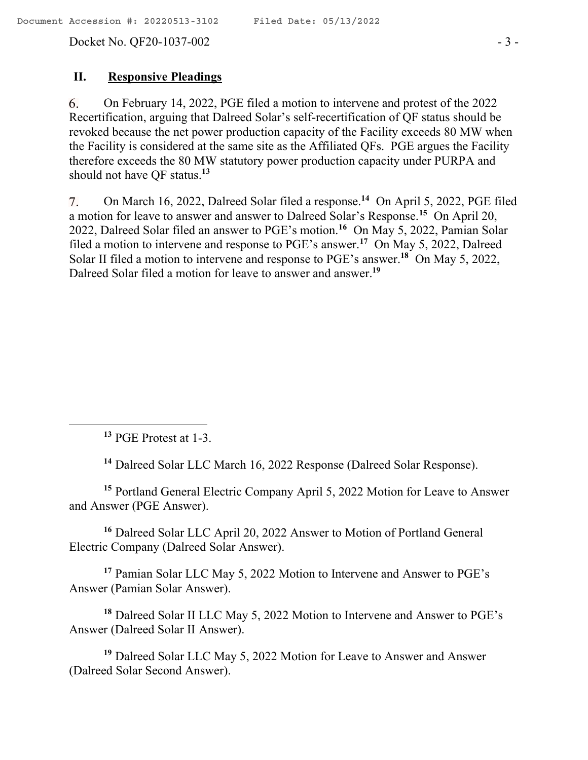## II. Responsive Pleadings

6. On February 14, 2022, PGE filed a motion to intervene and protest of the 2022 Recertification, arguing that Dalreed Solar's self-recertification of QF status should be revoked because the net power production capacity of the Facility exceeds 80 MW when the Facility is considered at the same site as the Affiliated QFs. PGE argues the Facility therefore exceeds the 80 MW statutory power production capacity under PURPA and should not have QF status.[13]

7. On March 16, 2022, Dalreed Solar filed a response.[14] On April 5, 2022, PGE filed a motion for leave to answer and answer to Dalreed Solar's Response.[15] On April 20, 2022, Dalreed Solar filed an answer to PGE's motion.[16] On May 5, 2022, Pamian Solar filed a motion to intervene and response to PGE's answer.[17] On May 5, 2022, Dalreed Solar II filed a motion to intervene and response to PGE's answer.[18] On May 5, 2022, Dalreed Solar filed a motion for leave to answer and answer.[19]

---

[13] PGE Protest at 1-3.

[14] Dalreed Solar LLC March 16, 2022 Response (Dalreed Solar Response).

[15] Portland General Electric Company April 5, 2022 Motion for Leave to Answer and Answer (PGE Answer).

[16] Dalreed Solar LLC April 20, 2022 Answer to Motion of Portland General Electric Company (Dalreed Solar Answer).

[17] Pamian Solar LLC May 5, 2022 Motion to Intervene and Answer to PGE's Answer (Pamian Solar Answer).

[18] Dalreed Solar II LLC May 5, 2022 Motion to Intervene and Answer to PGE's Answer (Dalreed Solar II Answer).

[19] Dalreed Solar LLC May 5, 2022 Motion for Leave to Answer and Answer (Dalreed Solar Second Answer).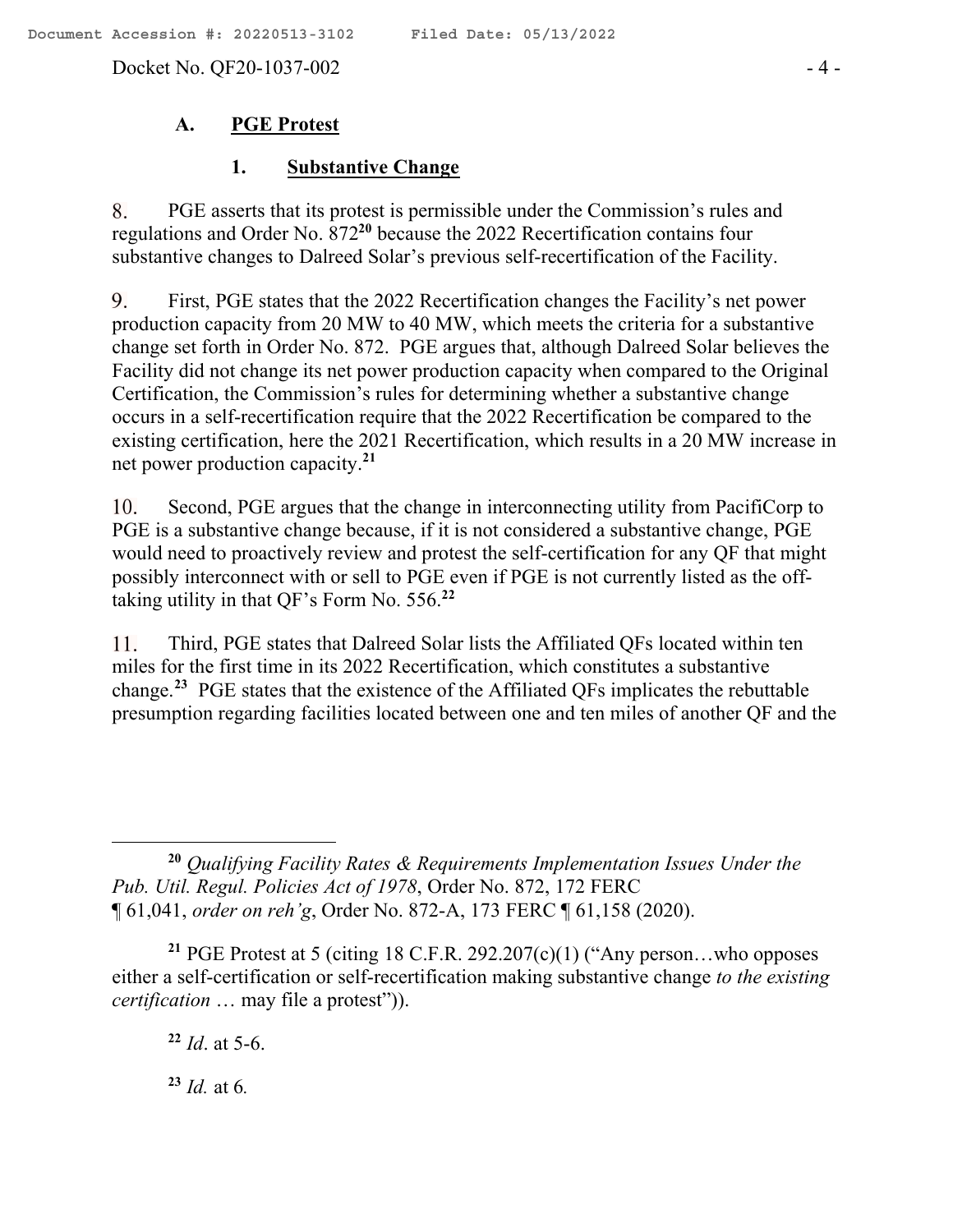### A. PGE Protest

#### 1. Substantive Change

8. PGE asserts that its protest is permissible under the Commission's rules and regulations and Order No. 872[20] because the 2022 Recertification contains four substantive changes to Dalreed Solar's previous self-recertification of the Facility.

9. First, PGE states that the 2022 Recertification changes the Facility's net power production capacity from 20 MW to 40 MW, which meets the criteria for a substantive change set forth in Order No. 872. PGE argues that, although Dalreed Solar believes the Facility did not change its net power production capacity when compared to the Original Certification, the Commission's rules for determining whether a substantive change occurs in a self-recertification require that the 2022 Recertification be compared to the existing certification, here the 2021 Recertification, which results in a 20 MW increase in net power production capacity.[21]

10. Second, PGE argues that the change in interconnecting utility from PacifiCorp to PGE is a substantive change because, if it is not considered a substantive change, PGE would need to proactively review and protest the self-certification for any QF that might possibly interconnect with or sell to PGE even if PGE is not currently listed as the off-taking utility in that QF's Form No. 556.[22]

11. Third, PGE states that Dalreed Solar lists the Affiliated QFs located within ten miles for the first time in its 2022 Recertification, which constitutes a substantive change.[23] PGE states that the existence of the Affiliated QFs implicates the rebuttable presumption regarding facilities located between one and ten miles of another QF and the

---

[20] *Qualifying Facility Rates & Requirements Implementation Issues Under the Pub. Util. Regul. Policies Act of 1978*, Order No. 872, 172 FERC ¶ 61,041, *order on reh'g*, Order No. 872-A, 173 FERC ¶ 61,158 (2020).

[21] PGE Protest at 5 (citing 18 C.F.R. 292.207(c)(1) ("Any person…who opposes either a self-certification or self-recertification making substantive change *to the existing certification* … may file a protest")).

[22] *Id*. at 5-6.

[23] *Id.* at 6.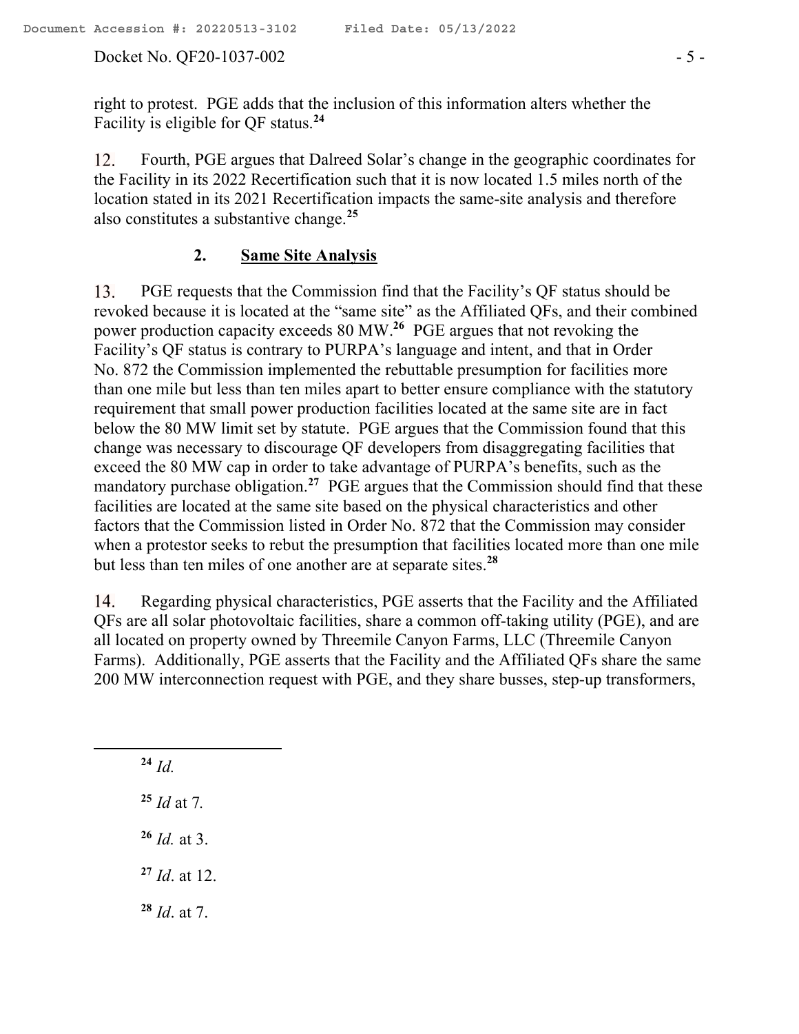right to protest. PGE adds that the inclusion of this information alters whether the Facility is eligible for QF status.[24]

12. Fourth, PGE argues that Dalreed Solar's change in the geographic coordinates for the Facility in its 2022 Recertification such that it is now located 1.5 miles north of the location stated in its 2021 Recertification impacts the same-site analysis and therefore also constitutes a substantive change.[25]

### 2. Same Site Analysis

13. PGE requests that the Commission find that the Facility's QF status should be revoked because it is located at the "same site" as the Affiliated QFs, and their combined power production capacity exceeds 80 MW.[26] PGE argues that not revoking the Facility's QF status is contrary to PURPA's language and intent, and that in Order No. 872 the Commission implemented the rebuttable presumption for facilities more than one mile but less than ten miles apart to better ensure compliance with the statutory requirement that small power production facilities located at the same site are in fact below the 80 MW limit set by statute. PGE argues that the Commission found that this change was necessary to discourage QF developers from disaggregating facilities that exceed the 80 MW cap in order to take advantage of PURPA's benefits, such as the mandatory purchase obligation.[27] PGE argues that the Commission should find that these facilities are located at the same site based on the physical characteristics and other factors that the Commission listed in Order No. 872 that the Commission may consider when a protestor seeks to rebut the presumption that facilities located more than one mile but less than ten miles of one another are at separate sites.[28]

14. Regarding physical characteristics, PGE asserts that the Facility and the Affiliated QFs are all solar photovoltaic facilities, share a common off-taking utility (PGE), and are all located on property owned by Threemile Canyon Farms, LLC (Threemile Canyon Farms). Additionally, PGE asserts that the Facility and the Affiliated QFs share the same 200 MW interconnection request with PGE, and they share busses, step-up transformers,

---

[24] *Id.*

[25] *Id* at 7.

[26] *Id.* at 3.

[27] *Id*. at 12.

[28] *Id*. at 7.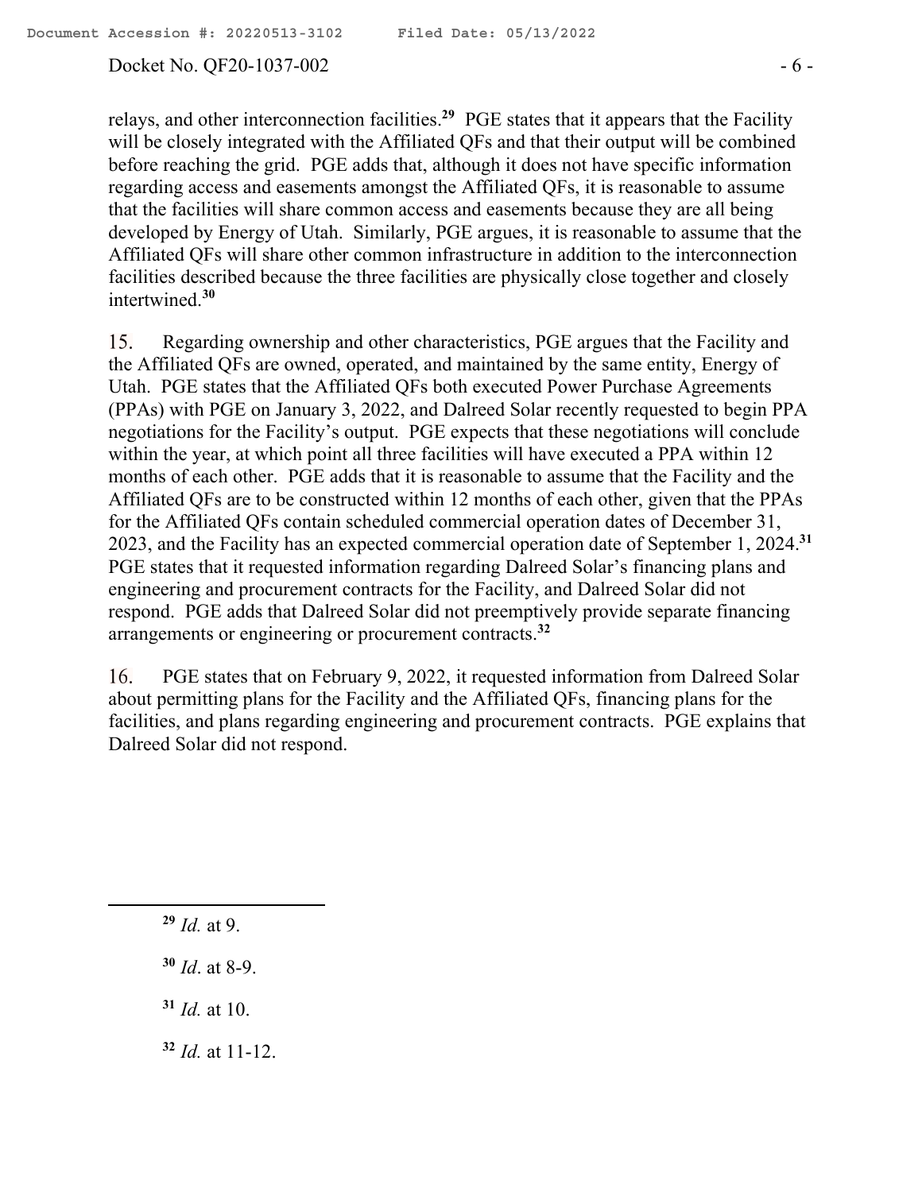relays, and other interconnection facilities.[29] PGE states that it appears that the Facility will be closely integrated with the Affiliated QFs and that their output will be combined before reaching the grid. PGE adds that, although it does not have specific information regarding access and easements amongst the Affiliated QFs, it is reasonable to assume that the facilities will share common access and easements because they are all being developed by Energy of Utah. Similarly, PGE argues, it is reasonable to assume that the Affiliated QFs will share other common infrastructure in addition to the interconnection facilities described because the three facilities are physically close together and closely intertwined.[30]

15. Regarding ownership and other characteristics, PGE argues that the Facility and the Affiliated QFs are owned, operated, and maintained by the same entity, Energy of Utah. PGE states that the Affiliated QFs both executed Power Purchase Agreements (PPAs) with PGE on January 3, 2022, and Dalreed Solar recently requested to begin PPA negotiations for the Facility's output. PGE expects that these negotiations will conclude within the year, at which point all three facilities will have executed a PPA within 12 months of each other. PGE adds that it is reasonable to assume that the Facility and the Affiliated QFs are to be constructed within 12 months of each other, given that the PPAs for the Affiliated QFs contain scheduled commercial operation dates of December 31, 2023, and the Facility has an expected commercial operation date of September 1, 2024.[31] PGE states that it requested information regarding Dalreed Solar's financing plans and engineering and procurement contracts for the Facility, and Dalreed Solar did not respond. PGE adds that Dalreed Solar did not preemptively provide separate financing arrangements or engineering or procurement contracts.[32]

16. PGE states that on February 9, 2022, it requested information from Dalreed Solar about permitting plans for the Facility and the Affiliated QFs, financing plans for the facilities, and plans regarding engineering and procurement contracts. PGE explains that Dalreed Solar did not respond.

---

[29] *Id.* at 9.

[30] *Id*. at 8-9.

[31] *Id.* at 10.

[32] *Id.* at 11-12.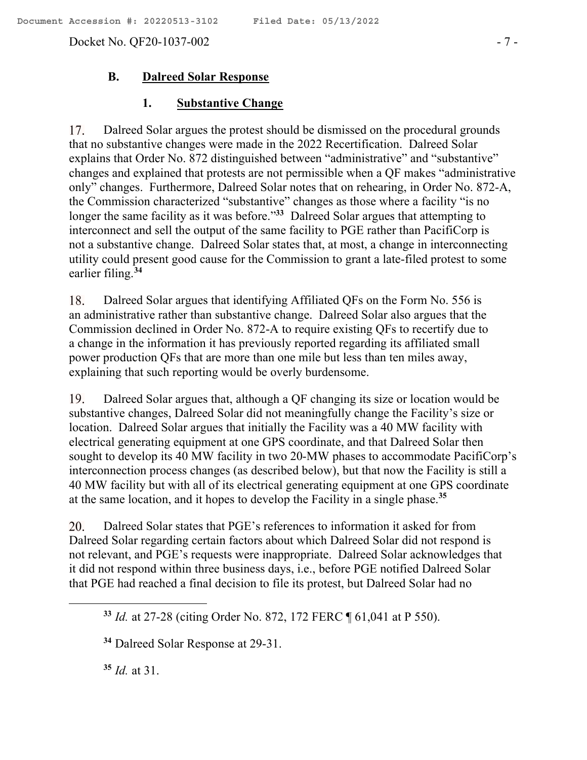### B. Dalreed Solar Response

#### 1. Substantive Change

17. Dalreed Solar argues the protest should be dismissed on the procedural grounds that no substantive changes were made in the 2022 Recertification. Dalreed Solar explains that Order No. 872 distinguished between "administrative" and "substantive" changes and explained that protests are not permissible when a QF makes "administrative only" changes. Furthermore, Dalreed Solar notes that on rehearing, in Order No. 872-A, the Commission characterized "substantive" changes as those where a facility "is no longer the same facility as it was before."[33] Dalreed Solar argues that attempting to interconnect and sell the output of the same facility to PGE rather than PacifiCorp is not a substantive change. Dalreed Solar states that, at most, a change in interconnecting utility could present good cause for the Commission to grant a late-filed protest to some earlier filing.[34]

18. Dalreed Solar argues that identifying Affiliated QFs on the Form No. 556 is an administrative rather than substantive change. Dalreed Solar also argues that the Commission declined in Order No. 872-A to require existing QFs to recertify due to a change in the information it has previously reported regarding its affiliated small power production QFs that are more than one mile but less than ten miles away, explaining that such reporting would be overly burdensome.

19. Dalreed Solar argues that, although a QF changing its size or location would be substantive changes, Dalreed Solar did not meaningfully change the Facility's size or location. Dalreed Solar argues that initially the Facility was a 40 MW facility with electrical generating equipment at one GPS coordinate, and that Dalreed Solar then sought to develop its 40 MW facility in two 20-MW phases to accommodate PacifiCorp's interconnection process changes (as described below), but that now the Facility is still a 40 MW facility but with all of its electrical generating equipment at one GPS coordinate at the same location, and it hopes to develop the Facility in a single phase.[35]

20. Dalreed Solar states that PGE's references to information it asked for from Dalreed Solar regarding certain factors about which Dalreed Solar did not respond is not relevant, and PGE's requests were inappropriate. Dalreed Solar acknowledges that it did not respond within three business days, i.e., before PGE notified Dalreed Solar that PGE had reached a final decision to file its protest, but Dalreed Solar had no

---

[33] *Id.* at 27-28 (citing Order No. 872, 172 FERC ¶ 61,041 at P 550).

[34] Dalreed Solar Response at 29-31.

[35] *Id.* at 31.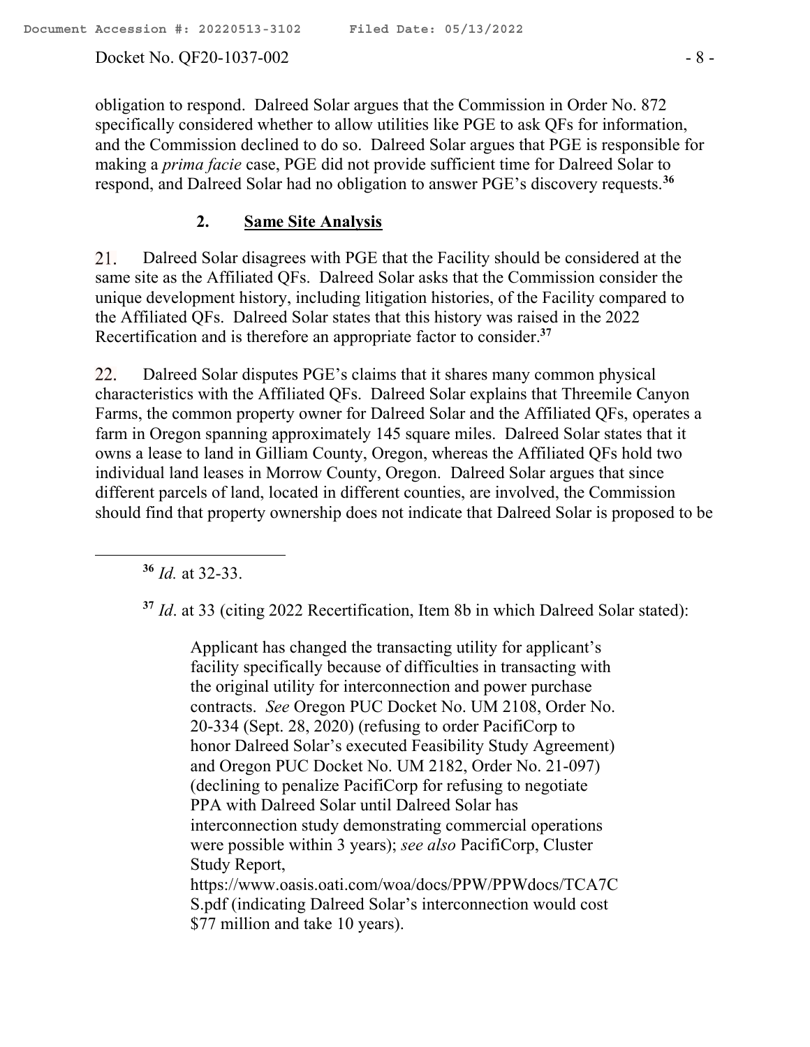obligation to respond. Dalreed Solar argues that the Commission in Order No. 872 specifically considered whether to allow utilities like PGE to ask QFs for information, and the Commission declined to do so. Dalreed Solar argues that PGE is responsible for making a *prima facie* case, PGE did not provide sufficient time for Dalreed Solar to respond, and Dalreed Solar had no obligation to answer PGE's discovery requests.[36]

### 2. **Same Site Analysis**

21. Dalreed Solar disagrees with PGE that the Facility should be considered at the same site as the Affiliated QFs. Dalreed Solar asks that the Commission consider the unique development history, including litigation histories, of the Facility compared to the Affiliated QFs. Dalreed Solar states that this history was raised in the 2022 Recertification and is therefore an appropriate factor to consider.[37]

22. Dalreed Solar disputes PGE's claims that it shares many common physical characteristics with the Affiliated QFs. Dalreed Solar explains that Threemile Canyon Farms, the common property owner for Dalreed Solar and the Affiliated QFs, operates a farm in Oregon spanning approximately 145 square miles. Dalreed Solar states that it owns a lease to land in Gilliam County, whereas the Affiliated QFs hold two individual land leases in Morrow County, Oregon. Dalreed Solar argues that since different parcels of land, located in different counties, are involved, the Commission should find that property ownership does not indicate that Dalreed Solar is proposed to be

---

[36] *Id.* at 32-33.

[37] *Id*. at 33 (citing 2022 Recertification, Item 8b in which Dalreed Solar stated):

> Applicant has changed the transacting utility for applicant's facility specifically because of difficulties in transacting with the original utility for interconnection and power purchase contracts. *See* Oregon PUC Docket No. UM 2108, Order No. 20-334 (Sept. 28, 2020) (refusing to order PacifiCorp to honor Dalreed Solar's executed Feasibility Study Agreement) and Oregon PUC Docket No. UM 2182, Order No. 21-097) (declining to penalize PacifiCorp for refusing to negotiate PPA with Dalreed Solar until Dalreed Solar has interconnection study demonstrating commercial operations were possible within 3 years); *see also* PacifiCorp, Cluster Study Report, https://www.oasis.oati.com/woa/docs/PPW/PPWdocs/TCA7CS.pdf (indicating Dalreed Solar's interconnection would cost $77 million and take 10 years).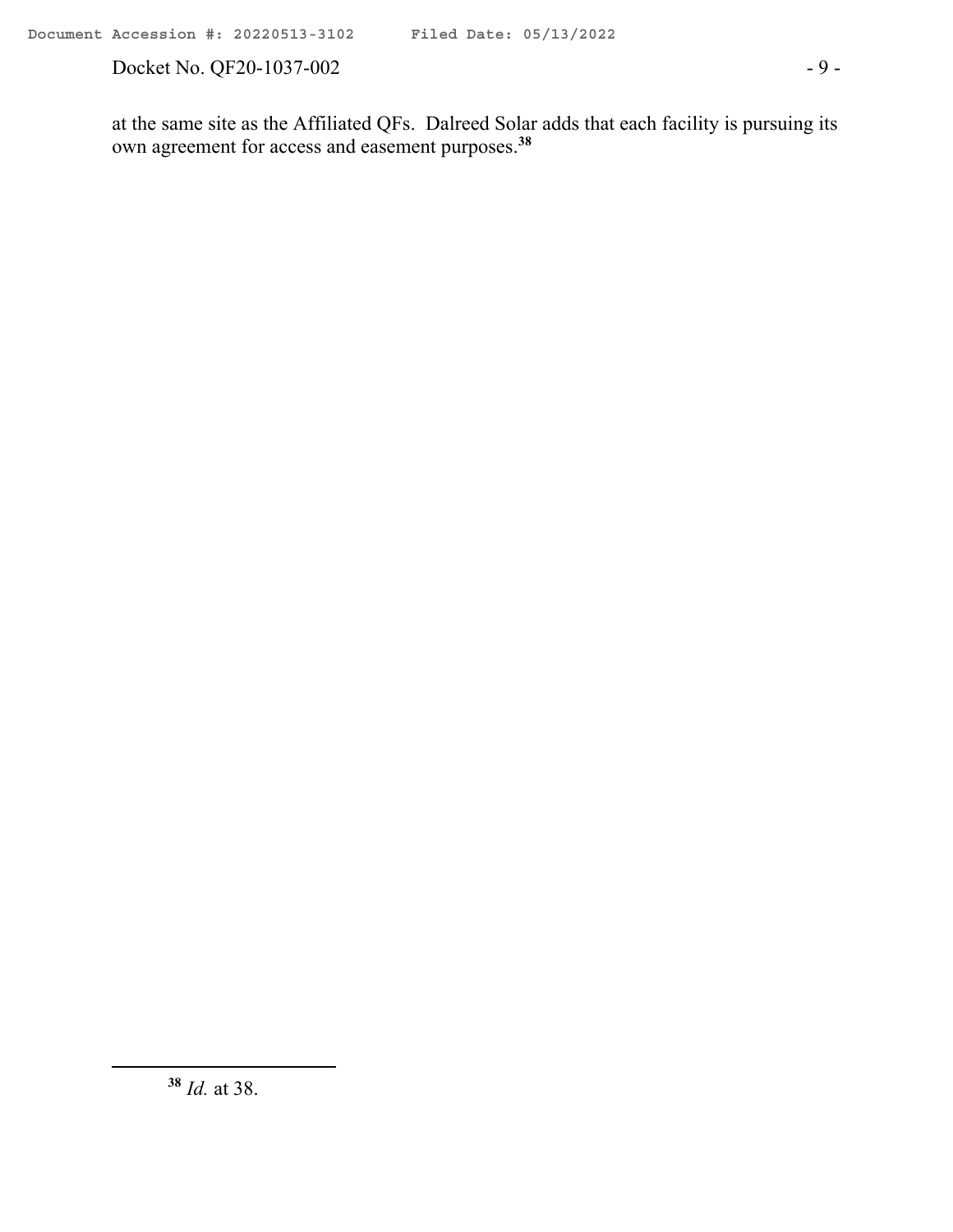at the same site as the Affiliated QFs. Dalreed Solar adds that each facility is pursuing its own agreement for access and easement purposes.[38]

[38] *Id.* at 38.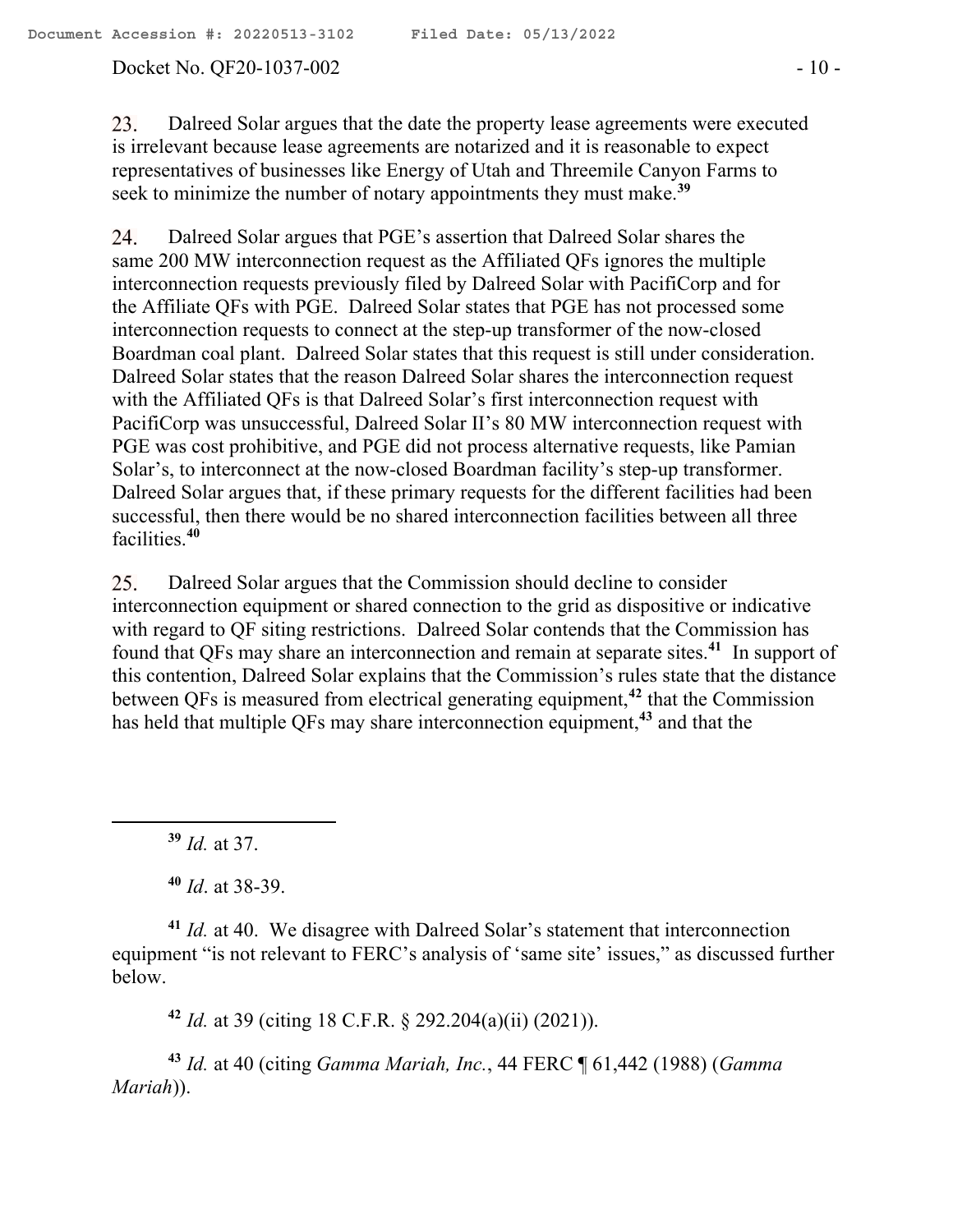23. Dalreed Solar argues that the date the property lease agreements were executed is irrelevant because lease agreements are notarized and it is reasonable to expect representatives of businesses like Energy of Utah and Threemile Canyon Farms to seek to minimize the number of notary appointments they must make.[39]

24. Dalreed Solar argues that PGE's assertion that Dalreed Solar shares the same 200 MW interconnection request as the Affiliated QFs ignores the multiple interconnection requests previously filed by Dalreed Solar with PacifiCorp and for the Affiliate QFs with PGE. Dalreed Solar states that PGE has not processed some interconnection requests to connect at the step-up transformer of the now-closed Boardman coal plant. Dalreed Solar states that this request is still under consideration. Dalreed Solar states that the reason Dalreed Solar shares the interconnection request with the Affiliated QFs is that Dalreed Solar's first interconnection request with PacifiCorp was unsuccessful, Dalreed Solar II's 80 MW interconnection request with PGE was cost prohibitive, and PGE did not process alternative requests, like Pamian Solar's, to interconnect at the now-closed Boardman facility's step-up transformer. Dalreed Solar argues that, if these primary requests for the different facilities had been successful, then there would be no shared interconnection facilities between all three facilities.[40]

25. Dalreed Solar argues that the Commission should decline to consider interconnection equipment or shared connection to the grid as dispositive or indicative with regard to QF siting restrictions. Dalreed Solar contends that the Commission has found that QFs may share an interconnection and remain at separate sites.[41] In support of this contention, Dalreed Solar explains that the Commission's rules state that the distance between QFs is measured from electrical generating equipment,[42] that the Commission has held that multiple QFs may share interconnection equipment,[43] and that the

---

[39] *Id.* at 37.

[40] *Id*. at 38-39.

[41] *Id.* at 40. We disagree with Dalreed Solar's statement that interconnection equipment "is not relevant to FERC's analysis of 'same site' issues," as discussed further below.

[42] *Id.* at 39 (citing 18 C.F.R. § 292.204(a)(ii) (2021)).

[43] *Id.* at 40 (citing *Gamma Mariah, Inc.*, 44 FERC ¶ 61,442 (1988) (*Gamma Mariah*)).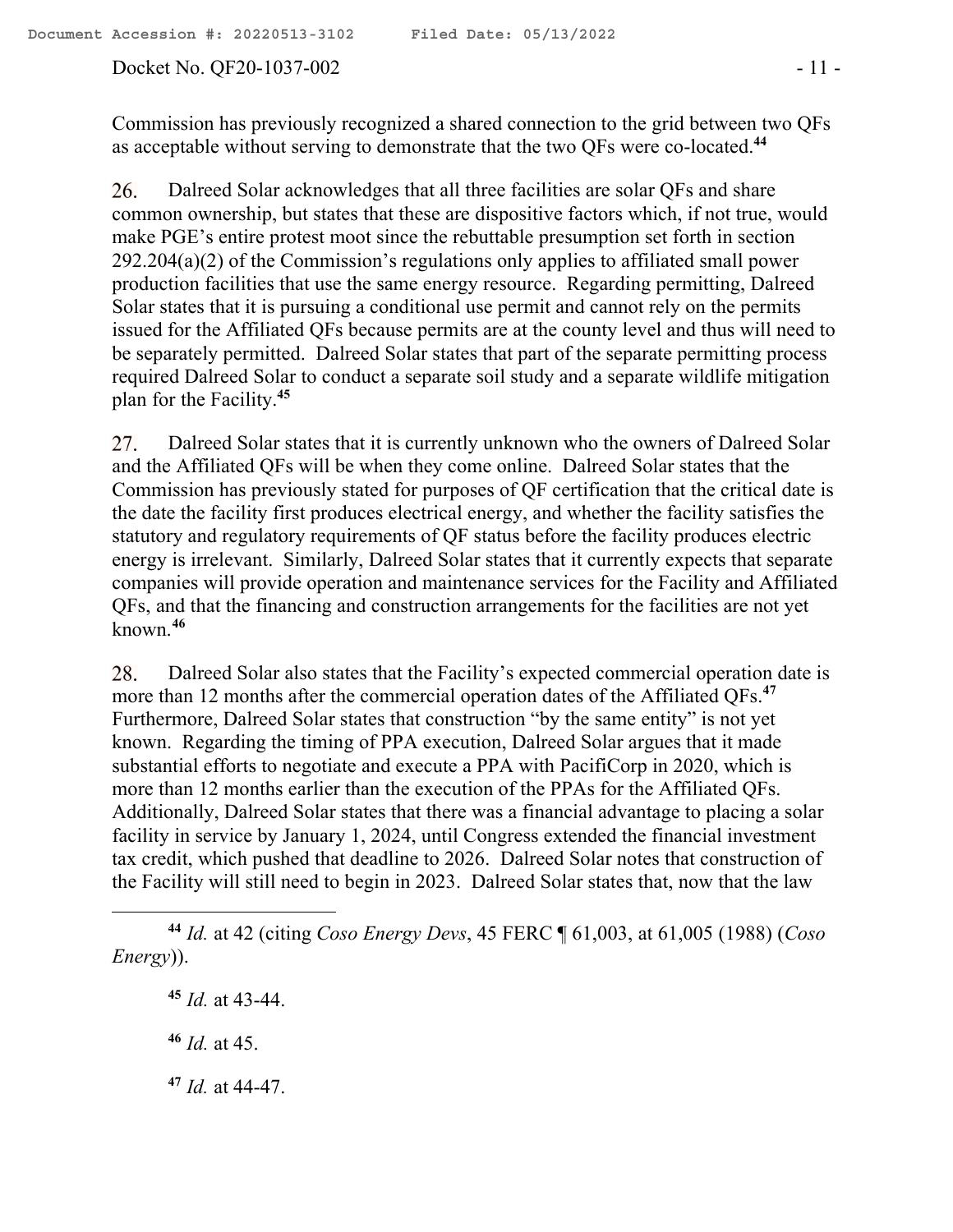Commission has previously recognized a shared connection to the grid between two QFs as acceptable without serving to demonstrate that the two QFs were co-located.[44]

26. Dalreed Solar acknowledges that all three facilities are solar QFs and share common ownership, but states that these are dispositive factors which, if not true, would make PGE's entire protest moot since the rebuttable presumption set forth in section 292.204(a)(2) of the Commission's regulations only applies to affiliated small power production facilities that use the same energy resource. Regarding permitting, Dalreed Solar states that it is pursuing a conditional use permit and cannot rely on the permits issued for the Affiliated QFs because permits are at the county level and thus will need to be separately permitted. Dalreed Solar states that part of the separate permitting process required Dalreed Solar to conduct a separate soil study and a separate wildlife mitigation plan for the Facility.[45]

27. Dalreed Solar states that it is currently unknown who the owners of Dalreed Solar and the Affiliated QFs will be when they come online. Dalreed Solar states that the Commission has previously stated for purposes of QF certification that the critical date is the date the facility first produces electrical energy, and whether the facility satisfies the statutory and regulatory requirements of QF status before the facility produces electric energy is irrelevant. Similarly, Dalreed Solar states that it currently expects that separate companies will provide operation and maintenance services for the Facility and Affiliated QFs, and that the financing and construction arrangements for the facilities are not yet known.[46]

28. Dalreed Solar also states that the Facility's expected commercial operation date is more than 12 months after the commercial operation dates of the Affiliated QFs.[47] Furthermore, Dalreed Solar states that construction "by the same entity" is not yet known. Regarding the timing of PPA execution, Dalreed Solar argues that it made substantial efforts to negotiate and execute a PPA with PacifiCorp in 2020, which is more than 12 months earlier than the execution of the PPAs for the Affiliated QFs. Additionally, Dalreed Solar states that there was a financial advantage to placing a solar facility in service by January 1, 2024, until Congress extended the financial investment tax credit, which pushed that deadline to 2026. Dalreed Solar notes that construction of the Facility will still need to begin in 2023. Dalreed Solar states that, now that the law

---

[44] *Id.* at 42 (citing *Coso Energy Devs*, 45 FERC ¶ 61,003, at 61,005 (1988) (*Coso Energy*)).

[45] *Id.* at 43-44.

[46] *Id.* at 45.

[47] *Id.* at 44-47.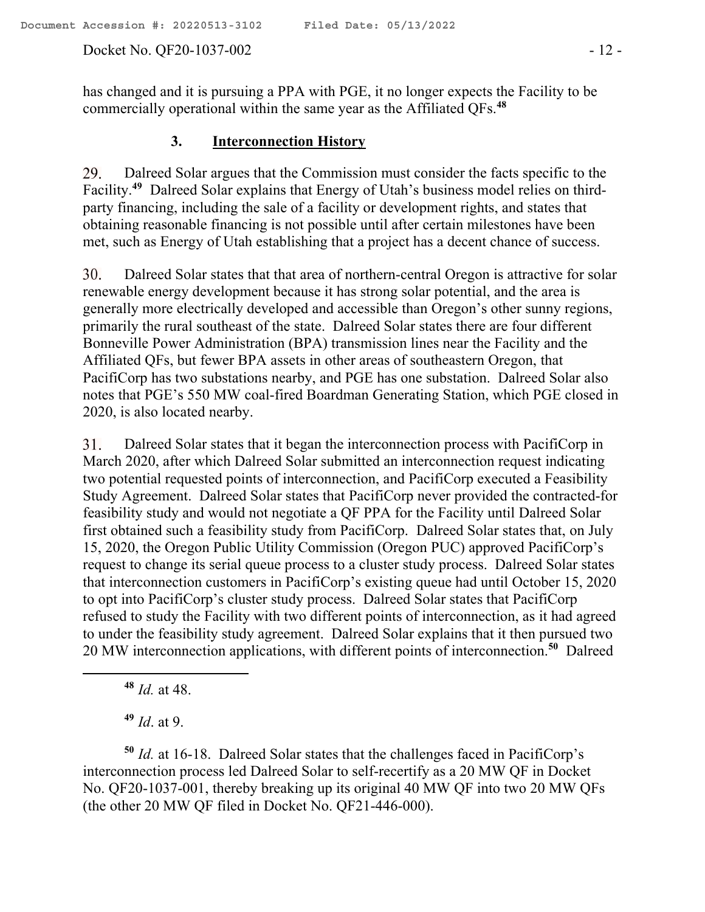has changed and it is pursuing a PPA with PGE, it no longer expects the Facility to be commercially operational within the same year as the Affiliated QFs.[48]

### 3. Interconnection History

29. Dalreed Solar argues that the Commission must consider the facts specific to the Facility.[49] Dalreed Solar explains that Energy of Utah's business model relies on third-party financing, including the sale of a facility or development rights, and states that obtaining reasonable financing is not possible until after certain milestones have been met, such as Energy of Utah establishing that a project has a decent chance of success.

30. Dalreed Solar states that that area of northern-central Oregon is attractive for solar renewable energy development because it has strong solar potential, and the area is generally more electrically developed and accessible than Oregon's other sunny regions, primarily the rural southeast of the state. Dalreed Solar states there are four different Bonneville Power Administration (BPA) transmission lines near the Facility and the Affiliated QFs, but fewer BPA assets in other areas of southeastern Oregon, that PacifiCorp has two substations nearby, and PGE has one substation. Dalreed Solar also notes that PGE's 550 MW coal-fired Boardman Generating Station, which PGE closed in 2020, is also located nearby.

31. Dalreed Solar states that it began the interconnection process with PacifiCorp in March 2020, after which Dalreed Solar submitted an interconnection request indicating two potential requested points of interconnection, and PacifiCorp executed a Feasibility Study Agreement. Dalreed Solar states that PacifiCorp never provided the contracted-for feasibility study and would not negotiate a QF PPA for the Facility until Dalreed Solar first obtained such a feasibility study from PacifiCorp. Dalreed Solar states that, on July 15, 2020, the Oregon Public Utility Commission (Oregon PUC) approved PacifiCorp's request to change its serial queue process to a cluster study process. Dalreed Solar states that interconnection customers in PacifiCorp's existing queue had until October 15, 2020 to opt into PacifiCorp's cluster study process. Dalreed Solar states that PacifiCorp refused to study the Facility with two different points of interconnection, as it had agreed to under the feasibility study agreement. Dalreed Solar explains that it then pursued two 20 MW interconnection applications, with different points of interconnection.[50] Dalreed

---

[48] *Id.* at 48.

[49] *Id*. at 9.

[50] *Id.* at 16-18. Dalreed Solar states that the challenges faced in PacifiCorp's interconnection process led Dalreed Solar to self-recertify as a 20 MW QF in Docket No. QF20-1037-001, thereby breaking up its original 40 MW QF into two 20 MW QFs (the other 20 MW QF filed in Docket No. QF21-446-000).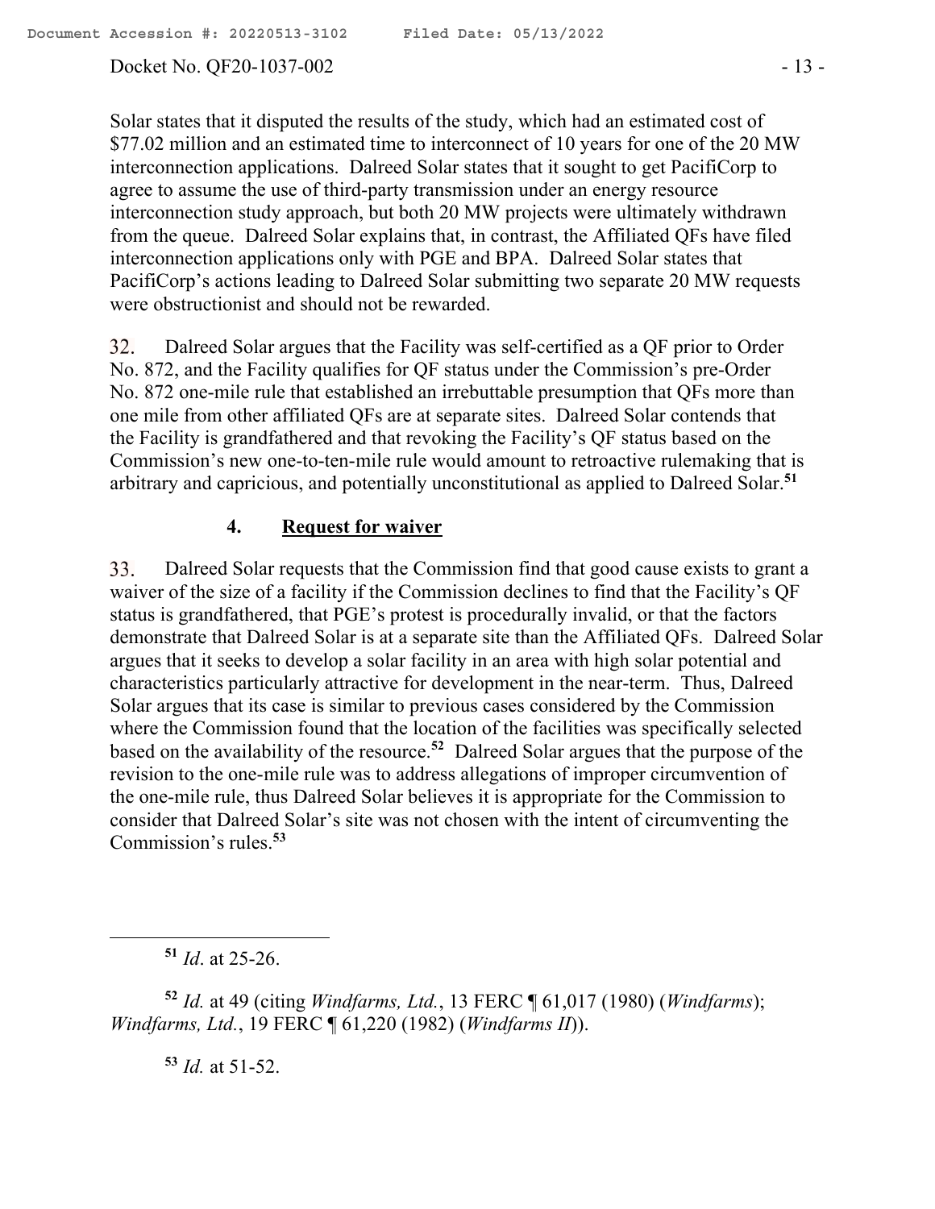Solar states that it disputed the results of the study, which had an estimated cost of $77.02 million and an estimated time to interconnect of 10 years for one of the 20 MW interconnection applications. Dalreed Solar states that it sought to get PacifiCorp to agree to assume the use of third-party transmission under an energy resource interconnection study approach, but both 20 MW projects were ultimately withdrawn from the queue. Dalreed Solar explains that, in contrast, the Affiliated QFs have filed interconnection applications only with PGE and BPA. Dalreed Solar states that PacifiCorp's actions leading to Dalreed Solar submitting two separate 20 MW requests were obstructionist and should not be rewarded.

32. Dalreed Solar argues that the Facility was self-certified as a QF prior to Order No. 872, and the Facility qualifies for QF status under the Commission's pre-Order No. 872 one-mile rule that established an irrebuttable presumption that QFs more than one mile from other affiliated QFs are at separate sites. Dalreed Solar contends that the Facility is grandfathered and that revoking the Facility's QF status based on the Commission's new one-to-ten-mile rule would amount to retroactive rulemaking that is arbitrary and capricious, and potentially unconstitutional as applied to Dalreed Solar.[51]

### 4. Request for waiver

33. Dalreed Solar requests that the Commission find that good cause exists to grant a waiver of the size of a facility if the Commission declines to find that the Facility's QF status is grandfathered, that PGE's protest is procedurally invalid, or that the factors demonstrate that Dalreed Solar is at a separate site than the Affiliated QFs. Dalreed Solar argues that it seeks to develop a solar facility in an area with high solar potential and characteristics particularly attractive for development in the near-term. Thus, Dalreed Solar argues that its case is similar to previous cases considered by the Commission where the Commission found that the location of the facilities was specifically selected based on the availability of the resource.[52] Dalreed Solar argues that the purpose of the revision to the one-mile rule was to address allegations of improper circumvention of the one-mile rule, thus Dalreed Solar believes it is appropriate for the Commission to consider that Dalreed Solar's site was not chosen with the intent of circumventing the Commission's rules.[53]

---

[51] *Id*. at 25-26.

[52] *Id.* at 49 (citing *Windfarms, Ltd.*, 13 FERC ¶ 61,017 (1980) (*Windfarms*); *Windfarms, Ltd.*, 19 FERC ¶ 61,220 (1982) (*Windfarms II*)).

[53] *Id.* at 51-52.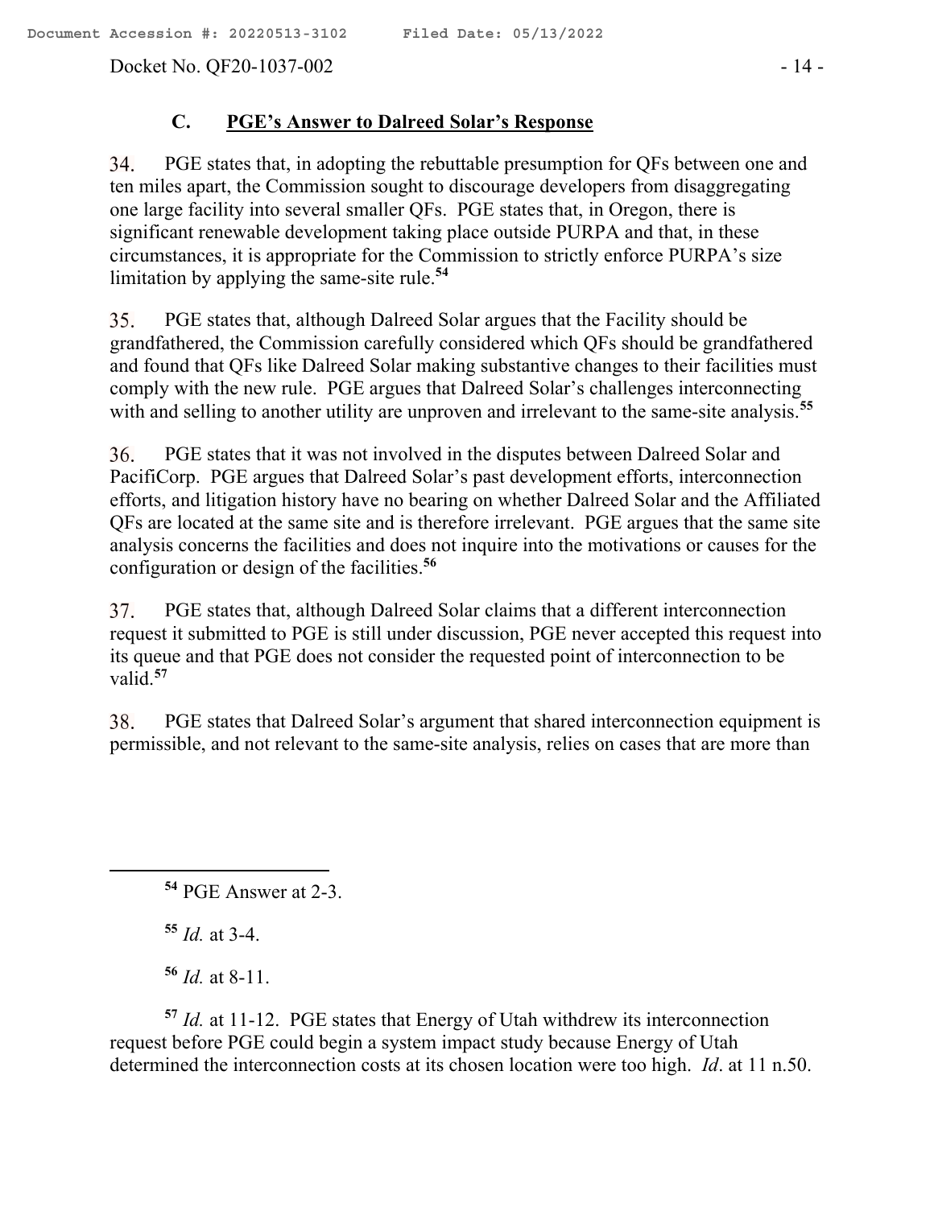### C. PGE's Answer to Dalreed Solar's Response

34. PGE states that, in adopting the rebuttable presumption for QFs between one and ten miles apart, the Commission sought to discourage developers from disaggregating one large facility into several smaller QFs. PGE states that, in Oregon, there is significant renewable development taking place outside PURPA and that, in these circumstances, it is appropriate for the Commission to strictly enforce PURPA's size limitation by applying the same-site rule.[54]

35. PGE states that, although Dalreed Solar argues that the Facility should be grandfathered, the Commission carefully considered which QFs should be grandfathered and found that QFs like Dalreed Solar making substantive changes to their facilities must comply with the new rule. PGE argues that Dalreed Solar's challenges interconnecting with and selling to another utility are unproven and irrelevant to the same-site analysis.[55]

36. PGE states that it was not involved in the disputes between Dalreed Solar and PacifiCorp. PGE argues that Dalreed Solar's past development efforts, interconnection efforts, and litigation history have no bearing on whether Dalreed Solar and the Affiliated QFs are located at the same site and is therefore irrelevant. PGE argues that the same site analysis concerns the facilities and does not inquire into the motivations or causes for the configuration or design of the facilities.[56]

37. PGE states that, although Dalreed Solar claims that a different interconnection request it submitted to PGE is still under discussion, PGE never accepted this request into its queue and that PGE does not consider the requested point of interconnection to be valid.[57]

38. PGE states that Dalreed Solar's argument that shared interconnection equipment is permissible, and not relevant to the same-site analysis, relies on cases that are more than

---

[54] PGE Answer at 2-3.

[55] *Id.* at 3-4.

[56] *Id.* at 8-11.

[57] *Id.* at 11-12. PGE states that Energy of Utah withdrew its interconnection request before PGE could begin a system impact study because Energy of Utah determined the interconnection costs at its chosen location were too high. *Id*. at 11 n.50.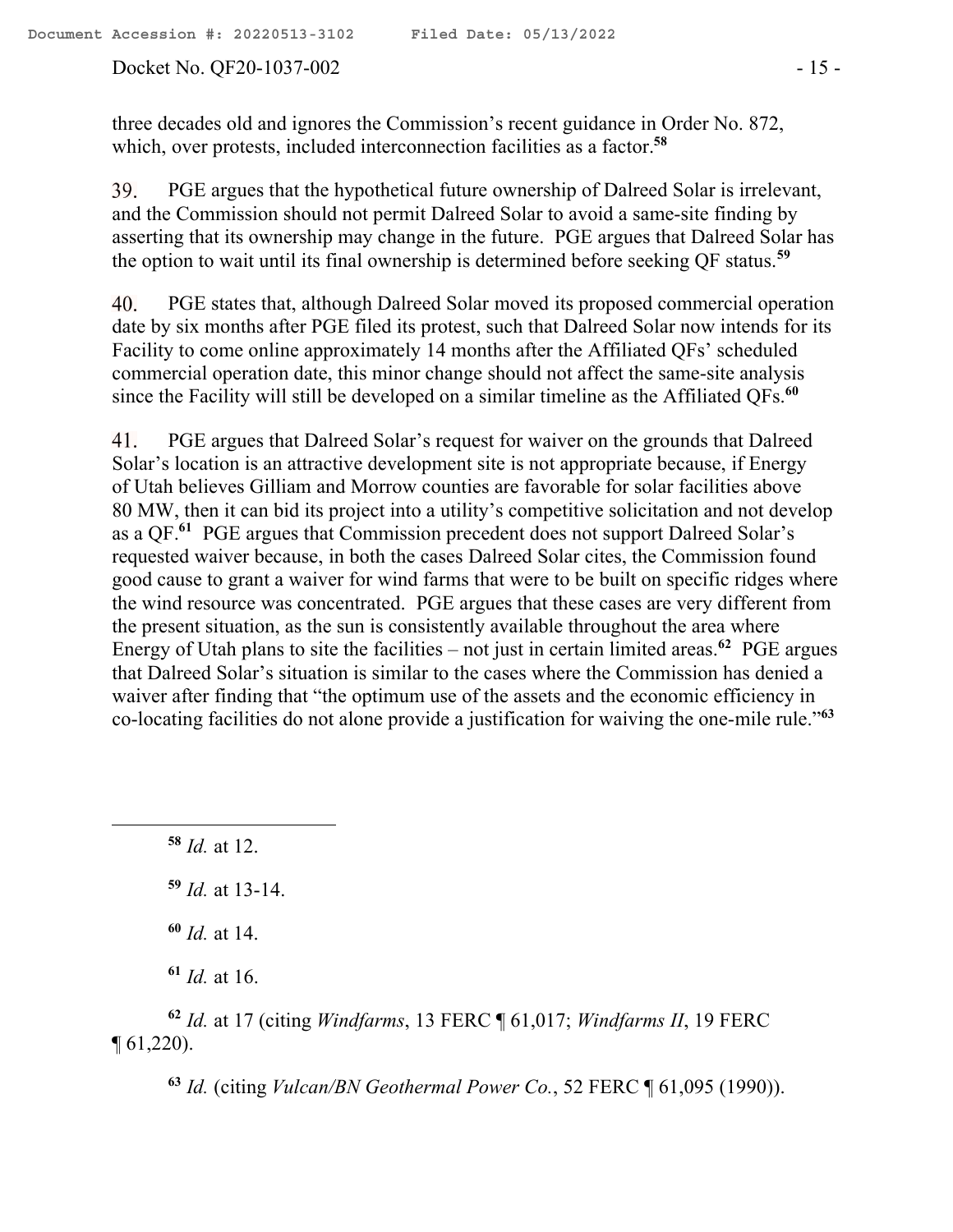three decades old and ignores the Commission's recent guidance in Order No. 872, which, over protests, included interconnection facilities as a factor.[58]

39. PGE argues that the hypothetical future ownership of Dalreed Solar is irrelevant, and the Commission should not permit Dalreed Solar to avoid a same-site finding by asserting that its ownership may change in the future. PGE argues that Dalreed Solar has the option to wait until its final ownership is determined before seeking QF status.[59]

40. PGE states that, although Dalreed Solar moved its proposed commercial operation date by six months after PGE filed its protest, such that Dalreed Solar now intends for its Facility to come online approximately 14 months after the Affiliated QFs' scheduled commercial operation date, this minor change should not affect the same-site analysis since the Facility will still be developed on a similar timeline as the Affiliated QFs.[60]

41. PGE argues that Dalreed Solar's request for waiver on the grounds that Dalreed Solar's location is an attractive development site is not appropriate because, if Energy of Utah believes Gilliam and Morrow counties are favorable for solar facilities above 80 MW, then it can bid its project into a utility's competitive solicitation and not develop as a QF.[61] PGE argues that Commission precedent does not support Dalreed Solar's requested waiver because, in both the cases Dalreed Solar cites, the Commission found good cause to grant a waiver for wind farms that were to be built on specific ridges where the wind resource was concentrated. PGE argues that these cases are very different from the present situation, as the sun is consistently available throughout the area where Energy of Utah plans to site the facilities – not just in certain limited areas.[62] PGE argues that Dalreed Solar's situation is similar to the cases where the Commission has denied a waiver after finding that "the optimum use of the assets and the economic efficiency in co-locating facilities do not alone provide a justification for waiving the one-mile rule."[63]

---

[58] *Id.* at 12.

[59] *Id.* at 13-14.

[60] *Id.* at 14.

[61] *Id.* at 16.

[62] *Id.* at 17 (citing *Windfarms*, 13 FERC ¶ 61,017; *Windfarms II*, 19 FERC ¶ 61,220).

[63] *Id.* (citing *Vulcan/BN Geothermal Power Co.*, 52 FERC ¶ 61,095 (1990)).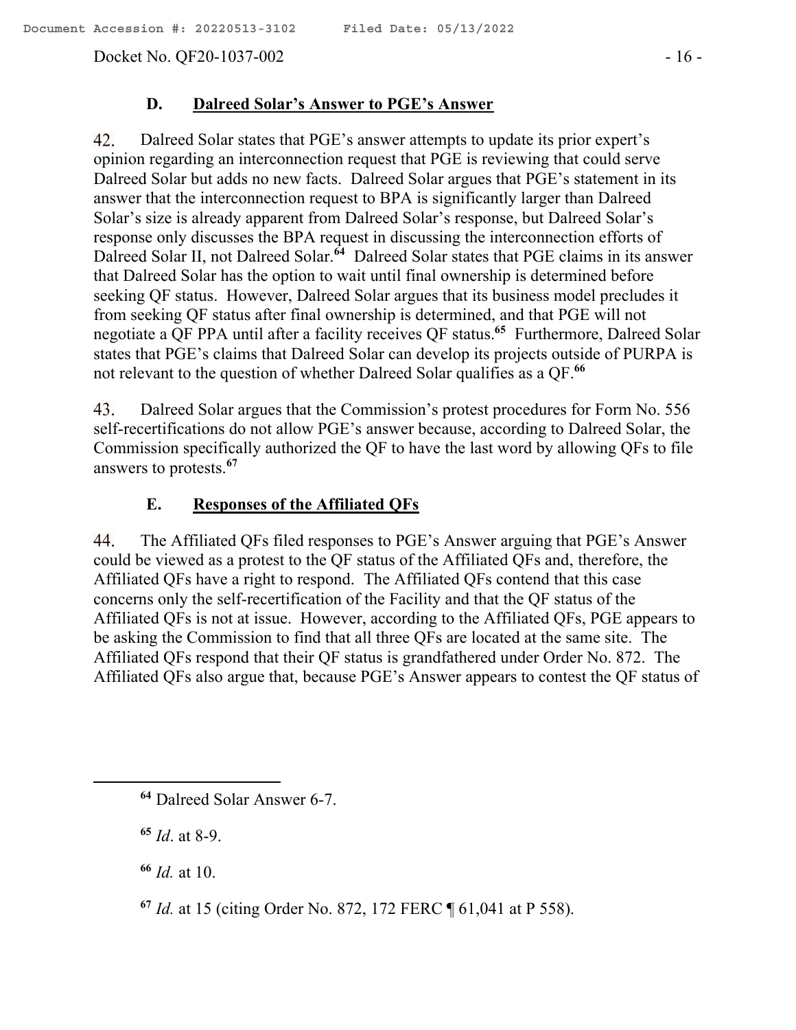### D. Dalreed Solar's Answer to PGE's Answer

42. Dalreed Solar states that PGE's answer attempts to update its prior expert's opinion regarding an interconnection request that PGE is reviewing that could serve Dalreed Solar but adds no new facts. Dalreed Solar argues that PGE's statement in its answer that the interconnection request to BPA is significantly larger than Dalreed Solar's size is already apparent from Dalreed Solar's response, but Dalreed Solar's response only discusses the BPA request in discussing the interconnection efforts of Dalreed Solar II, not Dalreed Solar.[64] Dalreed Solar states that PGE claims in its answer that Dalreed Solar has the option to wait until final ownership is determined before seeking QF status. However, Dalreed Solar argues that its business model precludes it from seeking QF status after final ownership is determined, and that PGE will not negotiate a QF PPA until after a facility receives QF status.[65] Furthermore, Dalreed Solar states that PGE's claims that Dalreed Solar can develop its projects outside of PURPA is not relevant to the question of whether Dalreed Solar qualifies as a QF.[66]

43. Dalreed Solar argues that the Commission's protest procedures for Form No. 556 self-recertifications do not allow PGE's answer because, according to Dalreed Solar, the Commission specifically authorized the QF to have the last word by allowing QFs to file answers to protests.[67]

### E. Responses of the Affiliated QFs

44. The Affiliated QFs filed responses to PGE's Answer arguing that PGE's Answer could be viewed as a protest to the QF status of the Affiliated QFs and, therefore, the Affiliated QFs have a right to respond. The Affiliated QFs contend that this case concerns only the self-recertification of the Facility and that the QF status of the Affiliated QFs is not at issue. However, according to the Affiliated QFs, PGE appears to be asking the Commission to find that all three QFs are located at the same site. The Affiliated QFs respond that their QF status is grandfathered under Order No. 872. The Affiliated QFs also argue that, because PGE's Answer appears to contest the QF status of

---

[64] Dalreed Solar Answer 6-7.

[65] *Id*. at 8-9.

[66] *Id.* at 10.

[67] *Id.* at 15 (citing Order No. 872, 172 FERC ¶ 61,041 at P 558).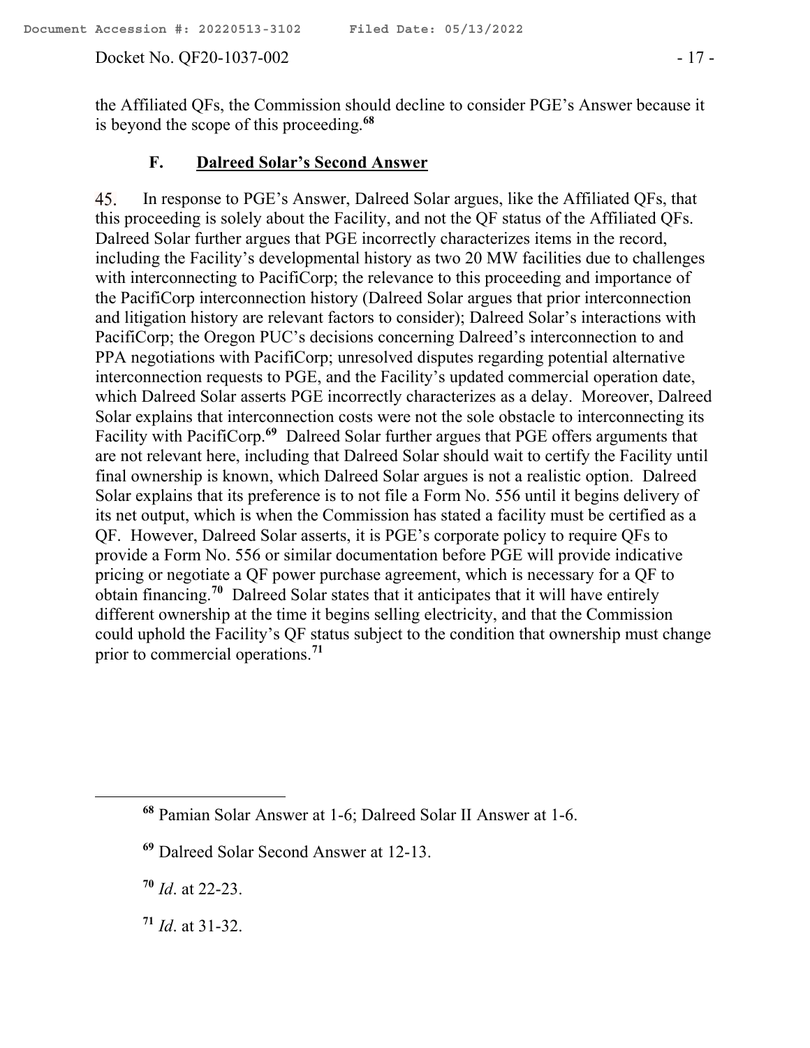the Affiliated QFs, the Commission should decline to consider PGE's Answer because it is beyond the scope of this proceeding.[68]

### F. Dalreed Solar's Second Answer

45. In response to PGE's Answer, Dalreed Solar argues, like the Affiliated QFs, that this proceeding is solely about the Facility, and not the QF status of the Affiliated QFs. Dalreed Solar further argues that PGE incorrectly characterizes items in the record, including the Facility's developmental history as two 20 MW facilities due to challenges with interconnecting to PacifiCorp; the relevance to this proceeding and importance of the PacifiCorp interconnection history (Dalreed Solar argues that prior interconnection and litigation history are relevant factors to consider); Dalreed Solar's interactions with PacifiCorp; the Oregon PUC's decisions concerning Dalreed's interconnection to and PPA negotiations with PacifiCorp; unresolved disputes regarding potential alternative interconnection requests to PGE, and the Facility's updated commercial operation date, which Dalreed Solar asserts PGE incorrectly characterizes as a delay. Moreover, Dalreed Solar explains that interconnection costs were not the sole obstacle to interconnecting its Facility with PacifiCorp.[69] Dalreed Solar further argues that PGE offers arguments that are not relevant here, including that Dalreed Solar should wait to certify the Facility until final ownership is known, which Dalreed Solar argues is not a realistic option. Dalreed Solar explains that its preference is to not file a Form No. 556 until it begins delivery of its net output, which is when the Commission has stated a facility must be certified as a QF. However, Dalreed Solar asserts, it is PGE's corporate policy to require QFs to provide a Form No. 556 or similar documentation before PGE will provide indicative pricing or negotiate a QF power purchase agreement, which is necessary for a QF to obtain financing.[70] Dalreed Solar states that it anticipates that it will have entirely different ownership at the time it begins selling electricity, and that the Commission could uphold the Facility's QF status subject to the condition that ownership must change prior to commercial operations.[71]

---

[68] Pamian Solar Answer at 1-6; Dalreed Solar II Answer at 1-6.

[69] Dalreed Solar Second Answer at 12-13.

[70] *Id*. at 22-23.

[71] *Id*. at 31-32.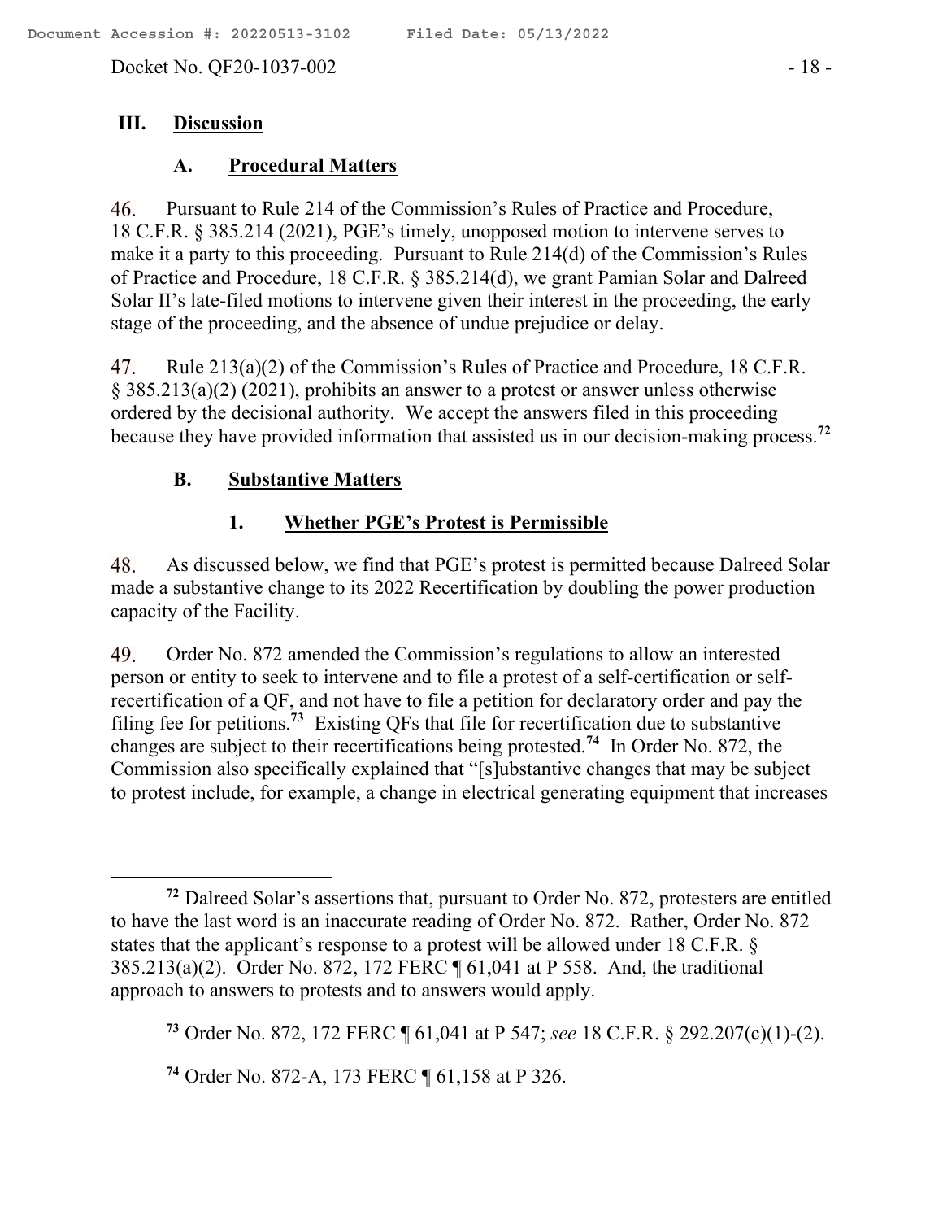## III. Discussion

### A. Procedural Matters

46. Pursuant to Rule 214 of the Commission's Rules of Practice and Procedure, 18 C.F.R. § 385.214 (2021), PGE's timely, unopposed motion to intervene serves to make it a party to this proceeding. Pursuant to Rule 214(d) of the Commission's Rules of Practice and Procedure, 18 C.F.R. § 385.214(d), we grant Pamian Solar and Dalreed Solar II's late-filed motions to intervene given their interest in the proceeding, the early stage of the proceeding, and the absence of undue prejudice or delay.

47. Rule 213(a)(2) of the Commission's Rules of Practice and Procedure, 18 C.F.R. § 385.213(a)(2) (2021), prohibits an answer to a protest or answer unless otherwise ordered by the decisional authority. We accept the answers filed in this proceeding because they have provided information that assisted us in our decision-making process.[72]

### B. Substantive Matters

#### 1. Whether PGE's Protest is Permissible

48. As discussed below, we find that PGE's protest is permitted because Dalreed Solar made a substantive change to its 2022 Recertification by doubling the power production capacity of the Facility.

49. Order No. 872 amended the Commission's regulations to allow an interested person or entity to seek to intervene and to file a protest of a self-certification or self-recertification of a QF, and not have to file a petition for declaratory order and pay the filing fee for petitions.[73] Existing QFs that file for recertification due to substantive changes are subject to their recertifications being protested.[74] In Order No. 872, the Commission also specifically explained that "[s]ubstantive changes that may be subject to protest include, for example, a change in electrical generating equipment that increases

---

[72] Dalreed Solar's assertions that, pursuant to Order No. 872, protesters are entitled to have the last word is an inaccurate reading of Order No. 872. Rather, Order No. 872 states that the applicant's response to a protest will be allowed under 18 C.F.R. § 385.213(a)(2). Order No. 872, 172 FERC ¶ 61,041 at P 558. And, the traditional approach to answers to protests and to answers would apply.

[73] Order No. 872, 172 FERC ¶ 61,041 at P 547; *see* 18 C.F.R. § 292.207(c)(1)-(2).

[74] Order No. 872-A, 173 FERC ¶ 61,158 at P 326.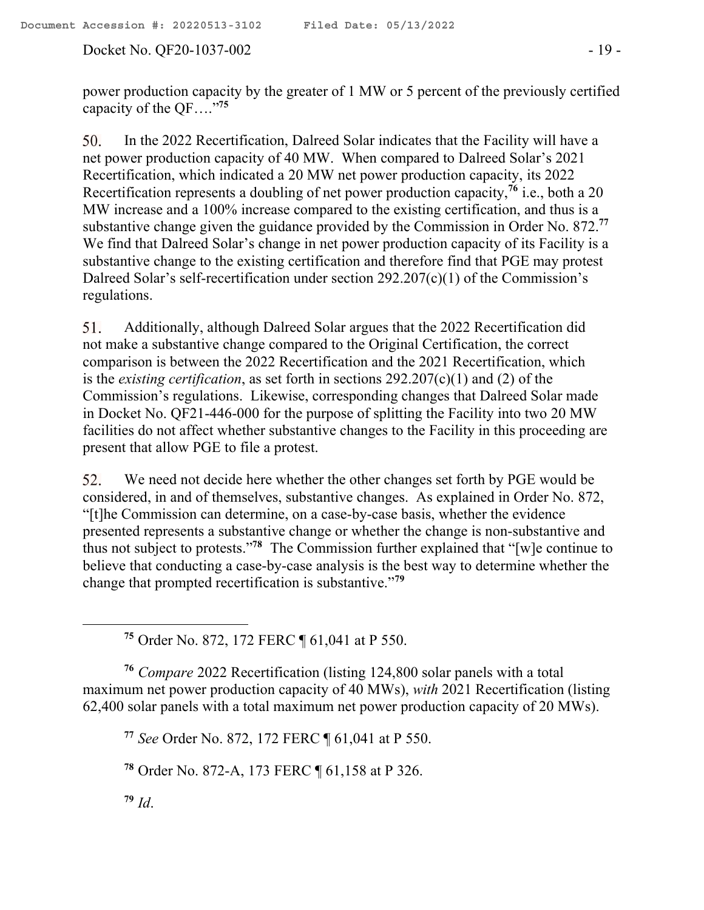power production capacity by the greater of 1 MW or 5 percent of the previously certified capacity of the QF…."[75]

50. In the 2022 Recertification, Dalreed Solar indicates that the Facility will have a net power production capacity of 40 MW. When compared to Dalreed Solar's 2021 Recertification, which indicated a 20 MW net power production capacity, its 2022 Recertification represents a doubling of net power production capacity,[76] i.e., both a 20 MW increase and a 100% increase compared to the existing certification, and thus is a substantive change given the guidance provided by the Commission in Order No. 872.[77] We find that Dalreed Solar's change in net power production capacity of its Facility is a substantive change to the existing certification and therefore find that PGE may protest Dalreed Solar's self-recertification under section 292.207(c)(1) of the Commission's regulations.

51. Additionally, although Dalreed Solar argues that the 2022 Recertification did not make a substantive change compared to the Original Certification, the correct comparison is between the 2022 Recertification and the 2021 Recertification, which is the *existing certification*, as set forth in sections 292.207(c)(1) and (2) of the Commission's regulations. Likewise, corresponding changes that Dalreed Solar made in Docket No. QF21-446-000 for the purpose of splitting the Facility into two 20 MW facilities do not affect whether substantive changes to the Facility in this proceeding are present that allow PGE to file a protest.

52. We need not decide here whether the other changes set forth by PGE would be considered, in and of themselves, substantive changes. As explained in Order No. 872, "[t]he Commission can determine, on a case-by-case basis, whether the evidence presented represents a substantive change or whether the change is non-substantive and thus not subject to protests."[78] The Commission further explained that "[w]e continue to believe that conducting a case-by-case analysis is the best way to determine whether the change that prompted recertification is substantive."[79]

---

[75] Order No. 872, 172 FERC ¶ 61,041 at P 550.

[76] *Compare* 2022 Recertification (listing 124,800 solar panels with a total maximum net power production capacity of 40 MWs), *with* 2021 Recertification (listing 62,400 solar panels with a total maximum net power production capacity of 20 MWs).

[77] *See* Order No. 872, 172 FERC ¶ 61,041 at P 550.

[78] Order No. 872-A, 173 FERC ¶ 61,158 at P 326.

[79] *Id*.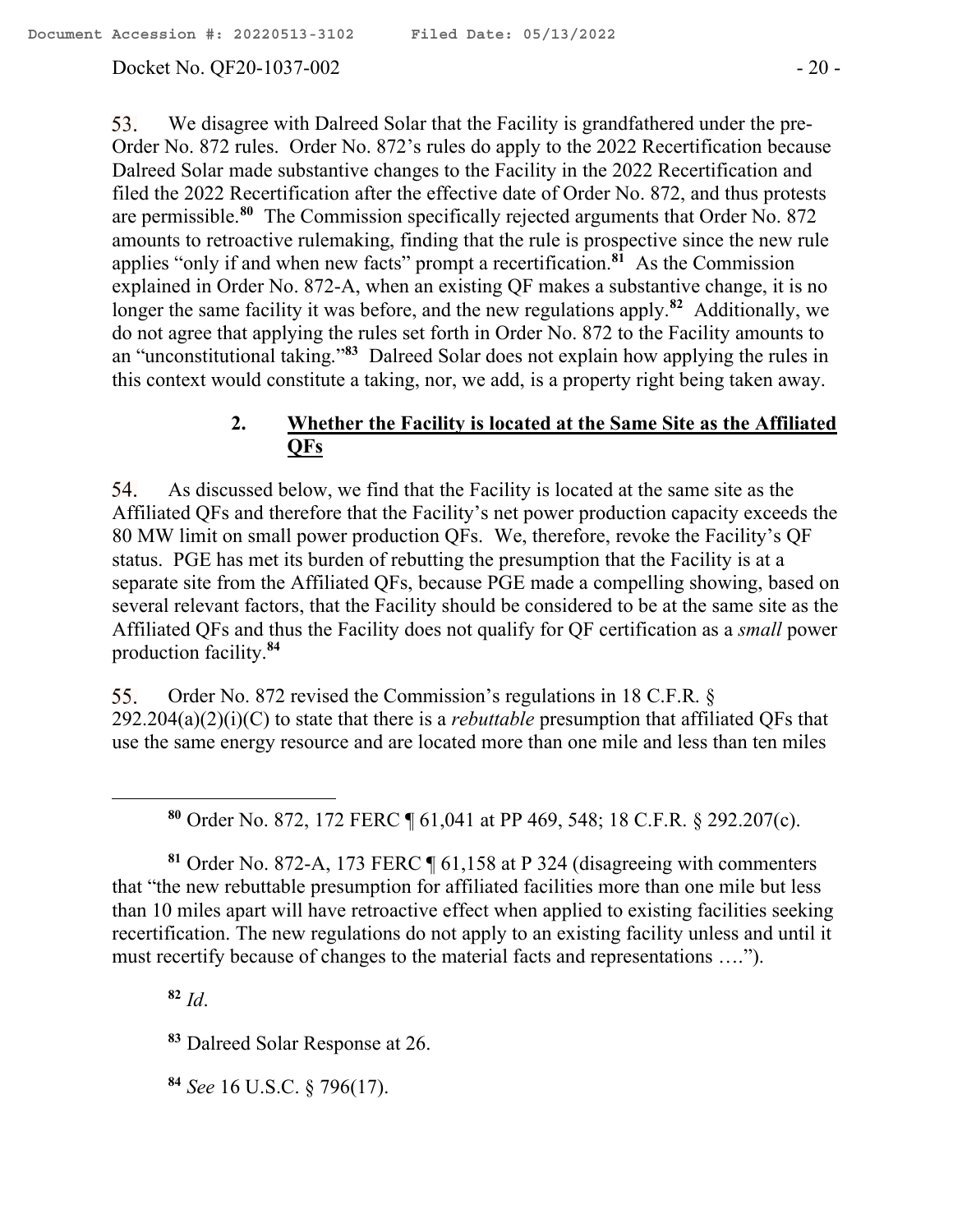53. We disagree with Dalreed Solar that the Facility is grandfathered under the pre-Order No. 872 rules. Order No. 872's rules do apply to the 2022 Recertification because Dalreed Solar made substantive changes to the Facility in the 2022 Recertification and filed the 2022 Recertification after the effective date of Order No. 872, and thus protests are permissible.[80] The Commission specifically rejected arguments that Order No. 872 amounts to retroactive rulemaking, finding that the rule is prospective since the new rule applies "only if and when new facts" prompt a recertification.[81] As the Commission explained in Order No. 872-A, when an existing QF makes a substantive change, it is no longer the same facility it was before, and the new regulations apply.[82] Additionally, we do not agree that applying the rules set forth in Order No. 872 to the Facility amounts to an "unconstitutional taking."[83] Dalreed Solar does not explain how applying the rules in this context would constitute a taking, nor, we add, is a property right being taken away.

### 2. Whether the Facility is located at the Same Site as the Affiliated QFs

54. As discussed below, we find that the Facility is located at the same site as the Affiliated QFs and therefore that the Facility's net power production capacity exceeds the 80 MW limit on small power production QFs. We, therefore, revoke the Facility's QF status. PGE has met its burden of rebutting the presumption that the Facility is at a separate site from the Affiliated QFs, because PGE made a compelling showing, based on several relevant factors, that the Facility should be considered to be at the same site as the Affiliated QFs and thus the Facility does not qualify for QF certification as a *small* power production facility.[84]

55. Order No. 872 revised the Commission's regulations in 18 C.F.R. § 292.204(a)(2)(i)(C) to state that there is a *rebuttable* presumption that affiliated QFs that use the same energy resource and are located more than one mile and less than ten miles

[80] Order No. 872, 172 FERC ¶ 61,041 at PP 469, 548; 18 C.F.R. § 292.207(c).

[81] Order No. 872-A, 173 FERC ¶ 61,158 at P 324 (disagreeing with commenters that "the new rebuttable presumption for affiliated facilities more than one mile but less than 10 miles apart will have retroactive effect when applied to existing facilities seeking recertification. The new regulations do not apply to an existing facility unless and until it must recertify because of changes to the material facts and representations ….").

[82] *Id*.

[83] Dalreed Solar Response at 26.

[84] *See* 16 U.S.C. § 796(17).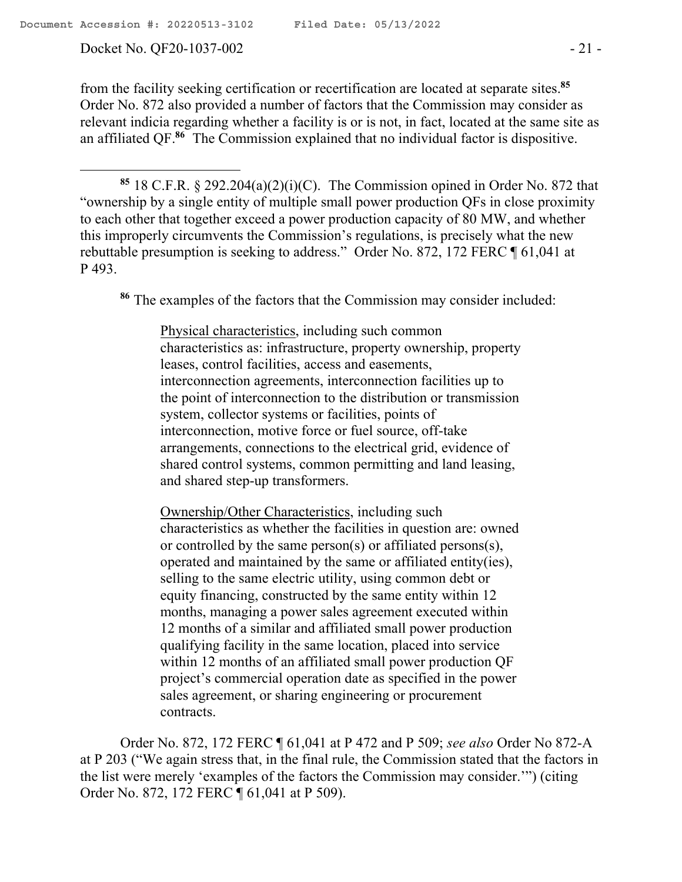from the facility seeking certification or recertification are located at separate sites.[85] Order No. 872 also provided a number of factors that the Commission may consider as relevant indicia regarding whether a facility is or is not, in fact, located at the same site as an affiliated QF.[86] The Commission explained that no individual factor is dispositive.

---

[85] 18 C.F.R. § 292.204(a)(2)(i)(C). The Commission opined in Order No. 872 that "ownership by a single entity of multiple small power production QFs in close proximity to each other that together exceed a power production capacity of 80 MW, and whether this improperly circumvents the Commission's regulations, is precisely what the new rebuttable presumption is seeking to address." Order No. 872, 172 FERC ¶ 61,041 at P 493.

[86] The examples of the factors that the Commission may consider included:

> Physical characteristics, including such common characteristics as: infrastructure, property ownership, property leases, control facilities, access and easements, interconnection agreements, interconnection facilities up to the point of interconnection to the distribution or transmission system, collector systems or facilities, points of interconnection, motive force or fuel source, off-take arrangements, connections to the electrical grid, evidence of shared control systems, common permitting and land leasing, and shared step-up transformers.
>
> Ownership/Other Characteristics, including such characteristics as whether the facilities in question are: owned or controlled by the same person(s) or affiliated persons(s), operated and maintained by the same or affiliated entity(ies), selling to the same electric utility, using common debt or equity financing, constructed by the same entity within 12 months, managing a power sales agreement executed within 12 months of a similar and affiliated small power production qualifying facility in the same location, placed into service within 12 months of an affiliated small power production QF project's commercial operation date as specified in the power sales agreement, or sharing engineering or procurement contracts.

Order No. 872, 172 FERC ¶ 61,041 at P 472 and P 509; *see also* Order No 872-A at P 203 ("We again stress that, in the final rule, the Commission stated that the factors in the list were merely 'examples of the factors the Commission may consider.'") (citing Order No. 872, 172 FERC ¶ 61,041 at P 509).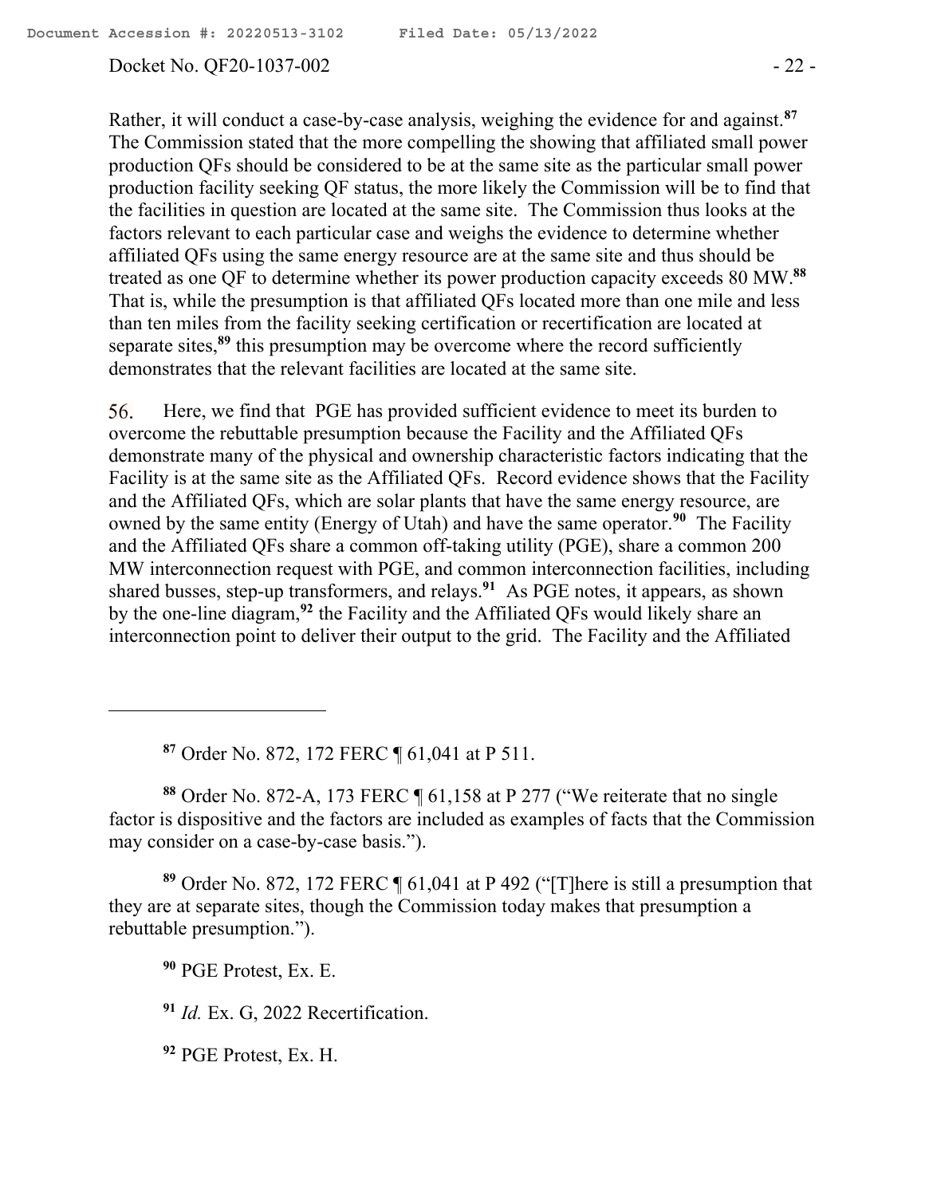Rather, it will conduct a case-by-case analysis, weighing the evidence for and against.[87] The Commission stated that the more compelling the showing that affiliated small power production QFs should be considered to be at the same site as the particular small power production facility seeking QF status, the more likely the Commission will be to find that the facilities in question are located at the same site. The Commission thus looks at the factors relevant to each particular case and weighs the evidence to determine whether affiliated QFs using the same energy resource are at the same site and thus should be treated as one QF to determine whether its power production capacity exceeds 80 MW.[88] That is, while the presumption is that affiliated QFs located more than one mile and less than ten miles from the facility seeking certification or recertification are located at separate sites,[89] this presumption may be overcome where the record sufficiently demonstrates that the relevant facilities are located at the same site.

56. Here, we find that PGE has provided sufficient evidence to meet its burden to overcome the rebuttable presumption because the Facility and the Affiliated QFs demonstrate many of the physical and ownership characteristic factors indicating that the Facility is at the same site as the Affiliated QFs. Record evidence shows that the Facility and the Affiliated QFs, which are solar plants that have the same energy resource, are owned by the same entity (Energy of Utah) and have the same operator.[90] The Facility and the Affiliated QFs share a common off-taking utility (PGE), share a common 200 MW interconnection request with PGE, and common interconnection facilities, including shared busses, step-up transformers, and relays.[91] As PGE notes, it appears, as shown by the one-line diagram,[92] the Facility and the Affiliated QFs would likely share an interconnection point to deliver their output to the grid. The Facility and the Affiliated

---

[87] Order No. 872, 172 FERC ¶ 61,041 at P 511.

[88] Order No. 872-A, 173 FERC ¶ 61,158 at P 277 ("We reiterate that no single factor is dispositive and the factors are included as examples of facts that the Commission may consider on a case-by-case basis.").

[89] Order No. 872, 172 FERC ¶ 61,041 at P 492 ("[T]here is still a presumption that they are at separate sites, though the Commission today makes that presumption a rebuttable presumption.").

[90] PGE Protest, Ex. E.

[91] *Id.* Ex. G, 2022 Recertification.

[92] PGE Protest, Ex. H.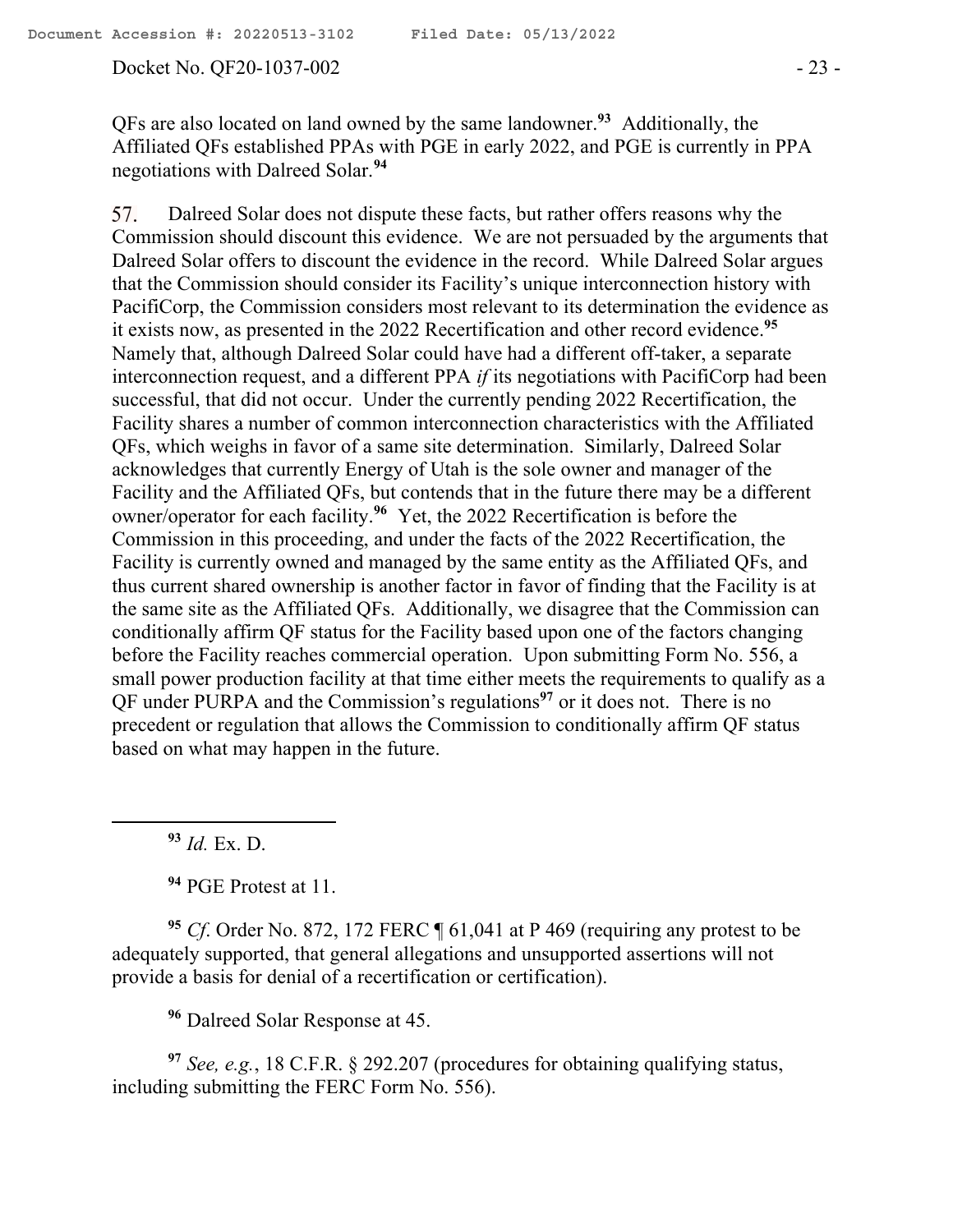QFs are also located on land owned by the same landowner.[93] Additionally, the Affiliated QFs established PPAs with PGE in early 2022, and PGE is currently in PPA negotiations with Dalreed Solar.[94]

57. Dalreed Solar does not dispute these facts, but rather offers reasons why the Commission should discount this evidence. We are not persuaded by the arguments that Dalreed Solar offers to discount the evidence in the record. While Dalreed Solar argues that the Commission should consider its Facility's unique interconnection history with PacifiCorp, the Commission considers most relevant to its determination the evidence as it exists now, as presented in the 2022 Recertification and other record evidence.[95] Namely that, although Dalreed Solar could have had a different off-taker, a separate interconnection request, and a different PPA *if* its negotiations with PacifiCorp had been successful, that did not occur. Under the currently pending 2022 Recertification, the Facility shares a number of common interconnection characteristics with the Affiliated QFs, which weighs in favor of a same site determination. Similarly, Dalreed Solar acknowledges that currently Energy of Utah is the sole owner and manager of the Facility and the Affiliated QFs, but contends that in the future there may be a different owner/operator for each facility.[96] Yet, the 2022 Recertification is before the Commission in this proceeding, and under the facts of the 2022 Recertification, the Facility is currently owned and managed by the same entity as the Affiliated QFs, and thus current shared ownership is another factor in favor of finding that the Facility is at the same site as the Affiliated QFs. Additionally, we disagree that the Commission can conditionally affirm QF status for the Facility based upon one of the factors changing before the Facility reaches commercial operation. Upon submitting Form No. 556, a small power production facility at that time either meets the requirements to qualify as a QF under PURPA and the Commission's regulations[97] or it does not. There is no precedent or regulation that allows the Commission to conditionally affirm QF status based on what may happen in the future.

---

[93] *Id.* Ex. D.

[94] PGE Protest at 11.

[95] *Cf.* Order No. 872, 172 FERC ¶ 61,041 at P 469 (requiring any protest to be adequately supported, that general allegations and unsupported assertions will not provide a basis for denial of a recertification or certification).

[96] Dalreed Solar Response at 45.

[97] *See, e.g.*, 18 C.F.R. § 292.207 (procedures for obtaining qualifying status, including submitting the FERC Form No. 556).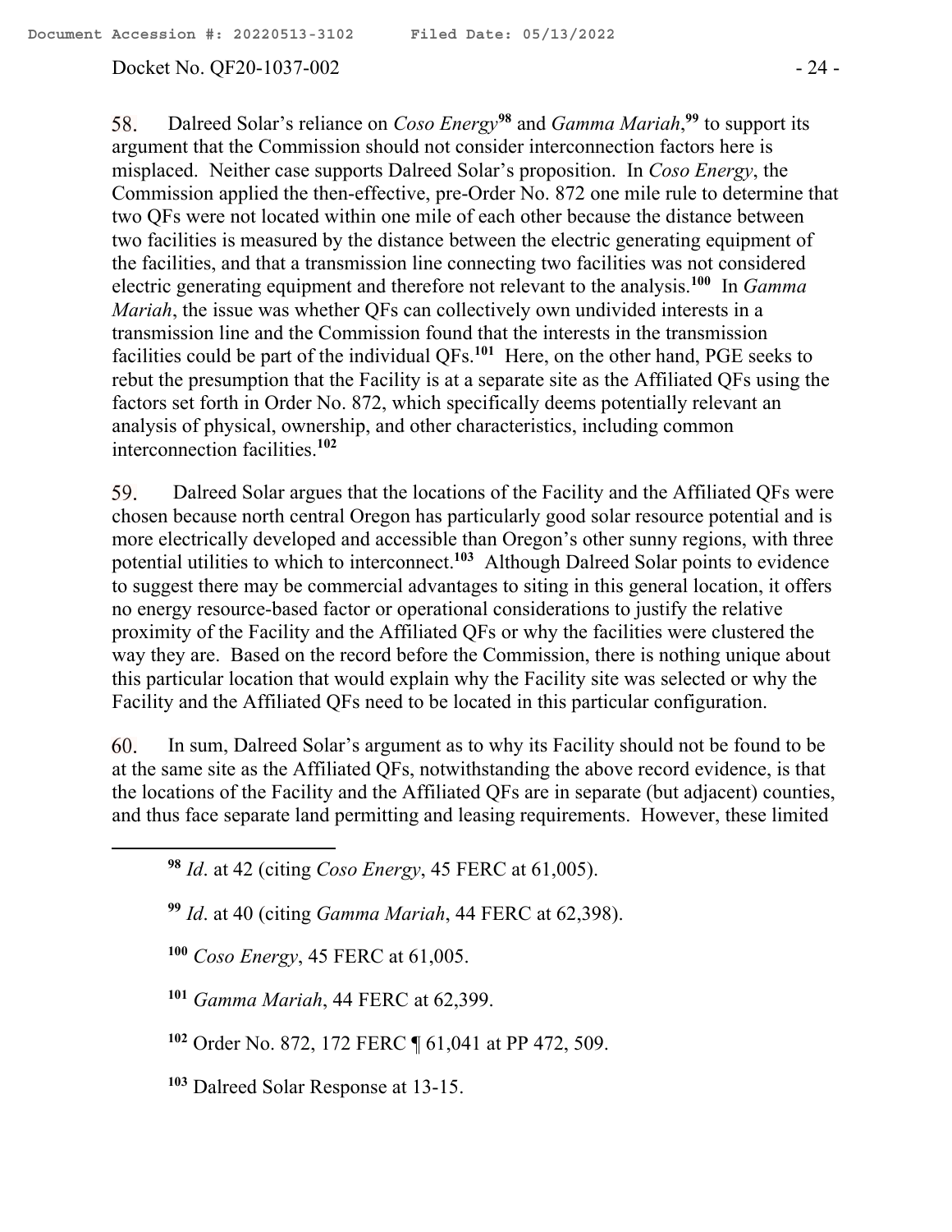58. Dalreed Solar's reliance on *Coso Energy*[98] and *Gamma Mariah*,[99] to support its argument that the Commission should not consider interconnection factors here is misplaced. Neither case supports Dalreed Solar's proposition. In *Coso Energy*, the Commission applied the then-effective, pre-Order No. 872 one mile rule to determine that two QFs were not located within one mile of each other because the distance between two facilities is measured by the distance between the electric generating equipment of the facilities, and that a transmission line connecting two facilities was not considered electric generating equipment and therefore not relevant to the analysis.[100] In *Gamma Mariah*, the issue was whether QFs can collectively own undivided interests in a transmission line and the Commission found that the interests in the transmission facilities could be part of the individual QFs.[101] Here, on the other hand, PGE seeks to rebut the presumption that the Facility is at a separate site as the Affiliated QFs using the factors set forth in Order No. 872, which specifically deems potentially relevant an analysis of physical, ownership, and other characteristics, including common interconnection facilities.[102]

59. Dalreed Solar argues that the locations of the Facility and the Affiliated QFs were chosen because north central Oregon has particularly good solar resource potential and is more electrically developed and accessible than Oregon's other sunny regions, with three potential utilities to which to interconnect.[103] Although Dalreed Solar points to evidence to suggest there may be commercial advantages to siting in this general location, it offers no energy resource-based factor or operational considerations to justify the relative proximity of the Facility and the Affiliated QFs or why the facilities were clustered the way they are. Based on the record before the Commission, there is nothing unique about this particular location that would explain why the Facility site was selected or why the Facility and the Affiliated QFs need to be located in this particular configuration.

60. In sum, Dalreed Solar's argument as to why its Facility should not be found to be at the same site as the Affiliated QFs, notwithstanding the above record evidence, is that the locations of the Facility and the Affiliated QFs are in separate (but adjacent) counties, and thus face separate land permitting and leasing requirements. However, these limited

---

[98] *Id*. at 42 (citing *Coso Energy*, 45 FERC at 61,005).

[99] *Id*. at 40 (citing *Gamma Mariah*, 44 FERC at 62,398).

[100] *Coso Energy*, 45 FERC at 61,005.

[101] *Gamma Mariah*, 44 FERC at 62,399.

[102] Order No. 872, 172 FERC ¶ 61,041 at PP 472, 509.

[103] Dalreed Solar Response at 13-15.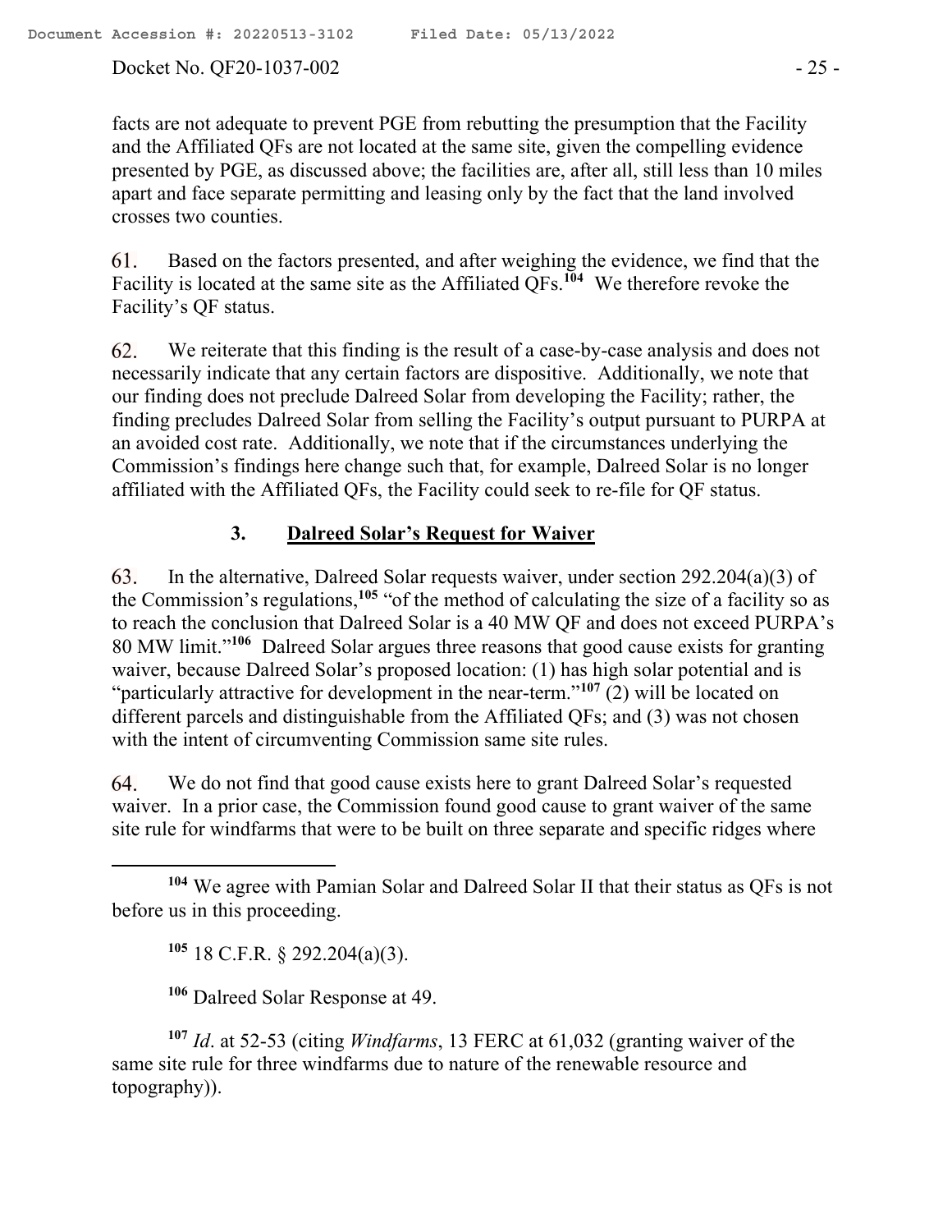facts are not adequate to prevent PGE from rebutting the presumption that the Facility and the Affiliated QFs are not located at the same site, given the compelling evidence presented by PGE, as discussed above; the facilities are, after all, still less than 10 miles apart and face separate permitting and leasing only by the fact that the land involved crosses two counties.

61. Based on the factors presented, and after weighing the evidence, we find that the Facility is located at the same site as the Affiliated QFs.[104] We therefore revoke the Facility's QF status.

62. We reiterate that this finding is the result of a case-by-case analysis and does not necessarily indicate that any certain factors are dispositive. Additionally, we note that our finding does not preclude Dalreed Solar from developing the Facility; rather, the finding precludes Dalreed Solar from selling the Facility's output pursuant to PURPA at an avoided cost rate. Additionally, we note that if the circumstances underlying the Commission's findings here change such that, for example, Dalreed Solar is no longer affiliated with the Affiliated QFs, the Facility could seek to re-file for QF status.

### 3. **Dalreed Solar's Request for Waiver**

63. In the alternative, Dalreed Solar requests waiver, under section 292.204(a)(3) of the Commission's regulations,[105] "of the method of calculating the size of a facility so as to reach the conclusion that Dalreed Solar is a 40 MW QF and does not exceed PURPA's 80 MW limit."[106] Dalreed Solar argues three reasons that good cause exists for granting waiver, because Dalreed Solar's proposed location: (1) has high solar potential and is "particularly attractive for development in the near-term."[107] (2) will be located on different parcels and distinguishable from the Affiliated QFs; and (3) was not chosen with the intent of circumventing Commission same site rules.

64. We do not find that good cause exists here to grant Dalreed Solar's requested waiver. In a prior case, the Commission found good cause to grant waiver of the same site rule for windfarms that were to be built on three separate and specific ridges where

---

[104] We agree with Pamian Solar and Dalreed Solar II that their status as QFs is not before us in this proceeding.

[105] 18 C.F.R. § 292.204(a)(3).

[106] Dalreed Solar Response at 49.

[107] *Id*. at 52-53 (citing *Windfarms*, 13 FERC at 61,032 (granting waiver of the same site rule for three windfarms due to nature of the renewable resource and topography)).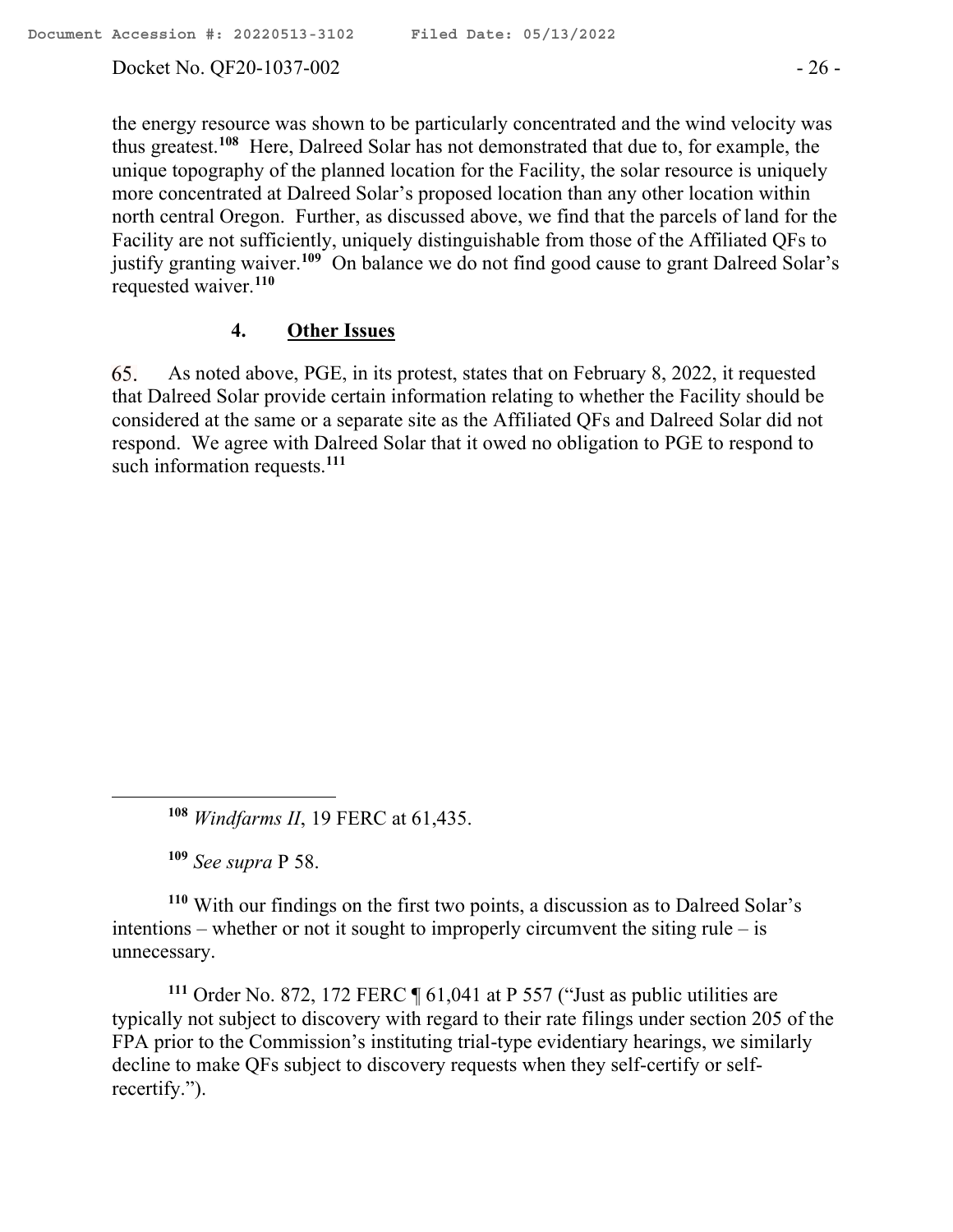the energy resource was shown to be particularly concentrated and the wind velocity was thus greatest.[108] Here, Dalreed Solar has not demonstrated that due to, for example, the unique topography of the planned location for the Facility, the solar resource is uniquely more concentrated at Dalreed Solar's proposed location than any other location within north central Oregon. Further, as discussed above, we find that the parcels of land for the Facility are not sufficiently, uniquely distinguishable from those of the Affiliated QFs to justify granting waiver.[109] On balance we do not find good cause to grant Dalreed Solar's requested waiver.[110]

### 4. **Other Issues**

65. As noted above, PGE, in its protest, states that on February 8, 2022, it requested that Dalreed Solar provide certain information relating to whether the Facility should be considered at the same or a separate site as the Affiliated QFs and Dalreed Solar did not respond. We agree with Dalreed Solar that it owed no obligation to PGE to respond to such information requests.[111]

---

[108] *Windfarms II*, 19 FERC at 61,435.

[109] *See supra* P 58.

[110] With our findings on the first two points, a discussion as to Dalreed Solar's intentions – whether or not it sought to improperly circumvent the siting rule – is unnecessary.

[111] Order No. 872, 172 FERC ¶ 61,041 at P 557 ("Just as public utilities are typically not subject to discovery with regard to their rate filings under section 205 of the FPA prior to the Commission's instituting trial-type evidentiary hearings, we similarly decline to make QFs subject to discovery requests when they self-certify or self-recertify.").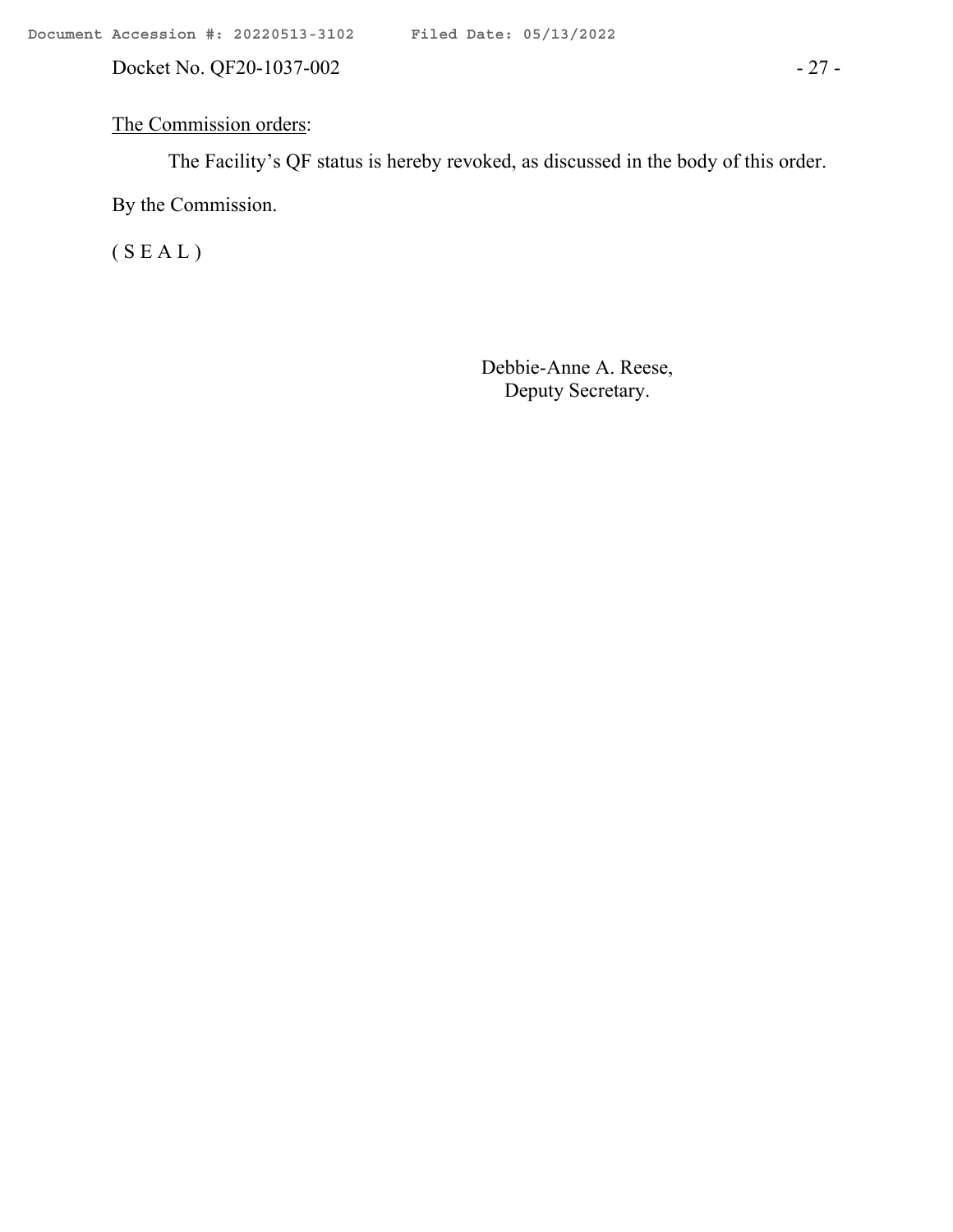<u>The Commission orders</u>:

The Facility's QF status is hereby revoked, as discussed in the body of this order.

By the Commission.

( S E A L )

Debbie-Anne A. Reese,
Deputy Secretary.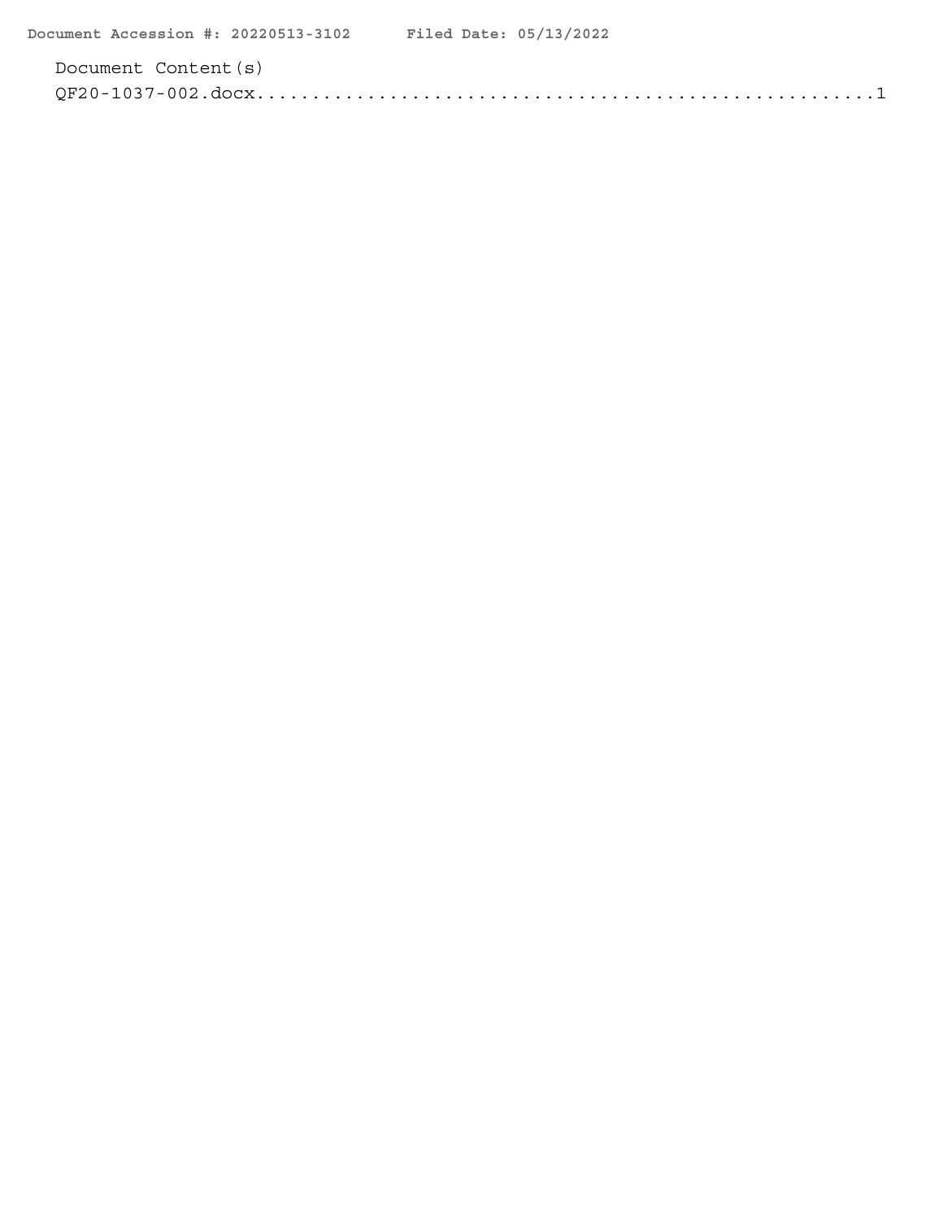Document Accession #: 20220513-3102      Filed Date: 05/13/2022

Document Content(s)

QF20-1037-002.docx.....................................................1